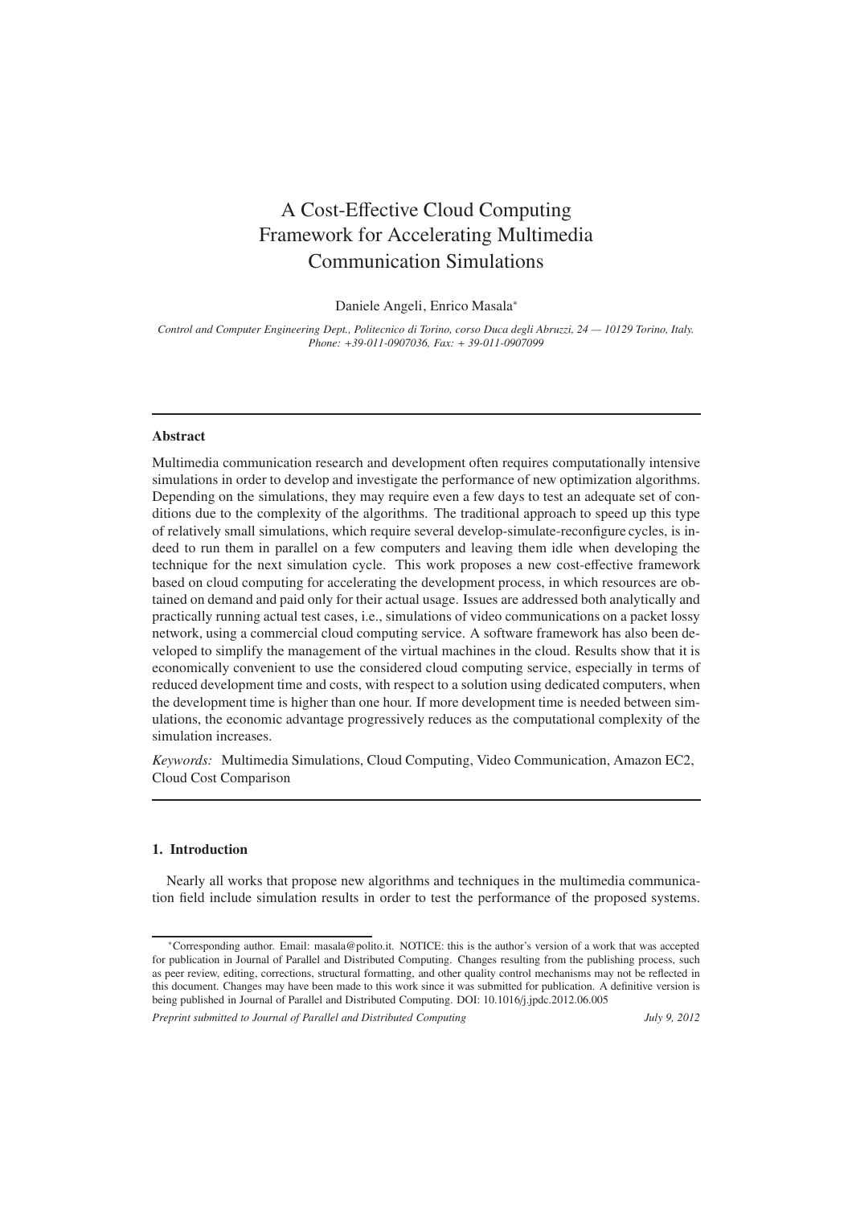# A Cost-Effective Cloud Computing Framework for Accelerating Multimedia Communication Simulations

Daniele Angeli, Enrico Masala*

*Control and Computer Engineering Dept., Politecnico di Torino, corso Duca degli Abruzzi, 24 — 10129 Torino, Italy. Phone: +39-011-0907036, Fax: + 39-011-0907099*

---

## Abstract

Multimedia communication research and development often requires computationally intensive simulations in order to develop and investigate the performance of new optimization algorithms. Depending on the simulations, they may require even a few days to test an adequate set of conditions due to the complexity of the algorithms. The traditional approach to speed up this type of relatively small simulations, which require several develop-simulate-reconfigure cycles, is indeed to run them in parallel on a few computers and leaving them idle when developing the technique for the next simulation cycle. This work proposes a new cost-effective framework based on cloud computing for accelerating the development process, in which resources are obtained on demand and paid only for their actual usage. Issues are addressed both analytically and practically running actual test cases, i.e., simulations of video communications on a packet lossy network, using a commercial cloud computing service. A software framework has also been developed to simplify the management of the virtual machines in the cloud. Results show that it is economically convenient to use the considered cloud computing service, especially in terms of reduced development time and costs, with respect to a solution using dedicated computers, when the development time is higher than one hour. If more development time is needed between simulations, the economic advantage progressively reduces as the computational complexity of the simulation increases.

*Keywords:* Multimedia Simulations, Cloud Computing, Video Communication, Amazon EC2, Cloud Cost Comparison

---

## 1. Introduction

Nearly all works that propose new algorithms and techniques in the multimedia communication field include simulation results in order to test the performance of the proposed systems.

*Corresponding author. Email: masala@polito.it. NOTICE: this is the author's version of a work that was accepted for publication in Journal of Parallel and Distributed Computing. Changes resulting from the publishing process, such as peer review, editing, corrections, structural formatting, and other quality control mechanisms may not be reflected in this document. Changes may have been made to this work since it was submitted for publication. A definitive version is being published in Journal of Parallel and Distributed Computing. DOI: 10.1016/j.jpdc.2012.06.005

*Preprint submitted to Journal of Parallel and Distributed Computing* *July 9, 2012*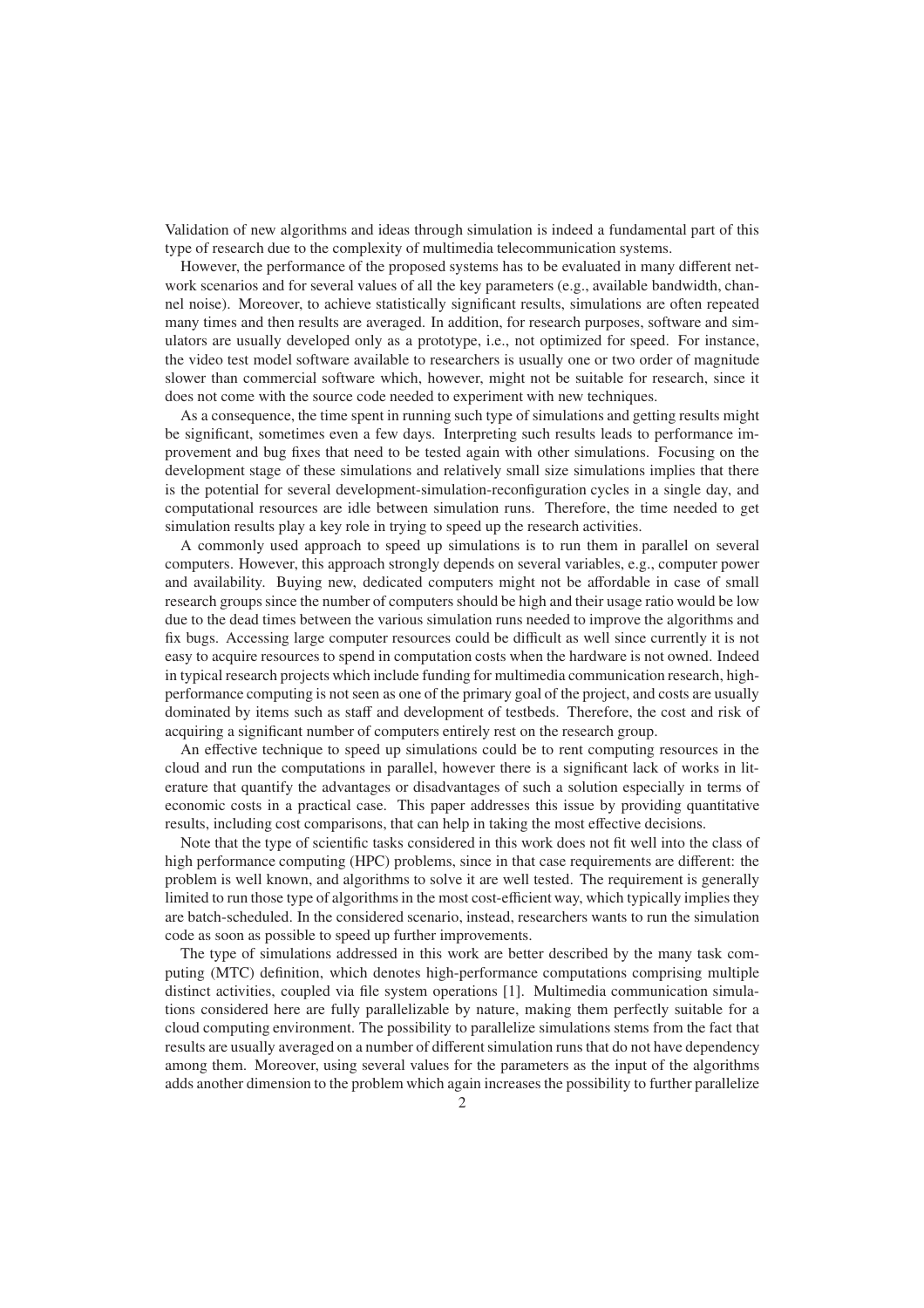Validation of new algorithms and ideas through simulation is indeed a fundamental part of this type of research due to the complexity of multimedia telecommunication systems.

However, the performance of the proposed systems has to be evaluated in many different network scenarios and for several values of all the key parameters (e.g., available bandwidth, channel noise). Moreover, to achieve statistically significant results, simulations are often repeated many times and then results are averaged. In addition, for research purposes, software and simulators are usually developed only as a prototype, i.e., not optimized for speed. For instance, the video test model software available to researchers is usually one or two order of magnitude slower than commercial software which, however, might not be suitable for research, since it does not come with the source code needed to experiment with new techniques.

As a consequence, the time spent in running such type of simulations and getting results might be significant, sometimes even a few days. Interpreting such results leads to performance improvement and bug fixes that need to be tested again with other simulations. Focusing on the development stage of these simulations and relatively small size simulations implies that there is the potential for several development-simulation-reconfiguration cycles in a single day, and computational resources are idle between simulation runs. Therefore, the time needed to get simulation results play a key role in trying to speed up the research activities.

A commonly used approach to speed up simulations is to run them in parallel on several computers. However, this approach strongly depends on several variables, e.g., computer power and availability. Buying new, dedicated computers might not be affordable in case of small research groups since the number of computers should be high and their usage ratio would be low due to the dead times between the various simulation runs needed to improve the algorithms and fix bugs. Accessing large computer resources could be difficult as well since currently it is not easy to acquire resources to spend in computation costs when the hardware is not owned. Indeed in typical research projects which include funding for multimedia communication research, high-performance computing is not seen as one of the primary goal of the project, and costs are usually dominated by items such as staff and development of testbeds. Therefore, the cost and risk of acquiring a significant number of computers entirely rest on the research group.

An effective technique to speed up simulations could be to rent computing resources in the cloud and run the computations in parallel, however there is a significant lack of works in literature that quantify the advantages or disadvantages of such a solution especially in terms of economic costs in a practical case. This paper addresses this issue by providing quantitative results, including cost comparisons, that can help in taking the most effective decisions.

Note that the type of scientific tasks considered in this work does not fit well into the class of high performance computing (HPC) problems, since in that case requirements are different: the problem is well known, and algorithms to solve it are well tested. The requirement is generally limited to run those type of algorithms in the most cost-efficient way, which typically implies they are batch-scheduled. In the considered scenario, instead, researchers wants to run the simulation code as soon as possible to speed up further improvements.

The type of simulations addressed in this work are better described by the many task computing (MTC) definition, which denotes high-performance computations comprising multiple distinct activities, coupled via file system operations [1]. Multimedia communication simulations considered here are fully parallelizable by nature, making them perfectly suitable for a cloud computing environment. The possibility to parallelize simulations stems from the fact that results are usually averaged on a number of different simulation runs that do not have dependency among them. Moreover, using several values for the parameters as the input of the algorithms adds another dimension to the problem which again increases the possibility to further parallelize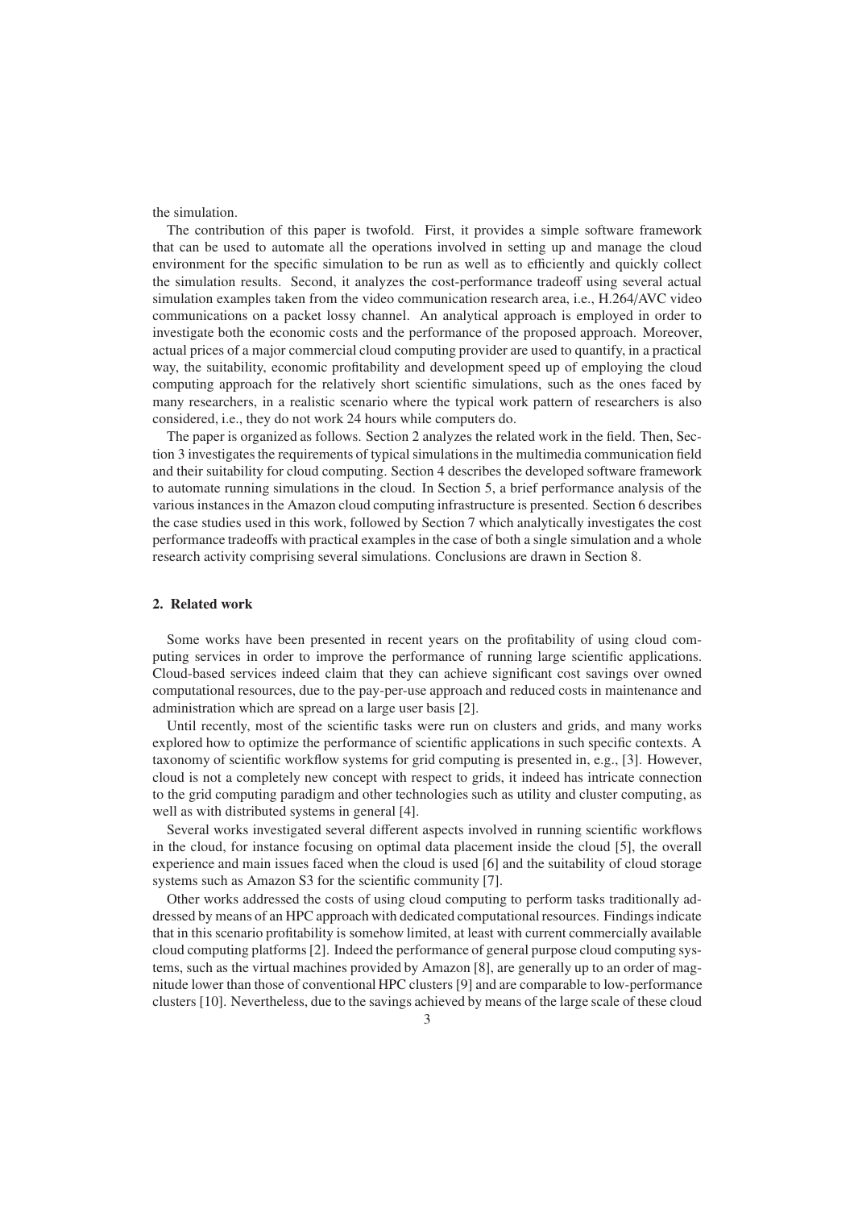the simulation.

The contribution of this paper is twofold. First, it provides a simple software framework that can be used to automate all the operations involved in setting up and manage the cloud environment for the specific simulation to be run as well as to efficiently and quickly collect the simulation results. Second, it analyzes the cost-performance tradeoff using several actual simulation examples taken from the video communication research area, i.e., H.264/AVC video communications on a packet lossy channel. An analytical approach is employed in order to investigate both the economic costs and the performance of the proposed approach. Moreover, actual prices of a major commercial cloud computing provider are used to quantify, in a practical way, the suitability, economic profitability and development speed up of employing the cloud computing approach for the relatively short scientific simulations, such as the ones faced by many researchers, in a realistic scenario where the typical work pattern of researchers is also considered, i.e., they do not work 24 hours while computers do.

The paper is organized as follows. Section 2 analyzes the related work in the field. Then, Section 3 investigates the requirements of typical simulations in the multimedia communication field and their suitability for cloud computing. Section 4 describes the developed software framework to automate running simulations in the cloud. In Section 5, a brief performance analysis of the various instances in the Amazon cloud computing infrastructure is presented. Section 6 describes the case studies used in this work, followed by Section 7 which analytically investigates the cost performance tradeoffs with practical examples in the case of both a single simulation and a whole research activity comprising several simulations. Conclusions are drawn in Section 8.

## 2. Related work

Some works have been presented in recent years on the profitability of using cloud computing services in order to improve the performance of running large scientific applications. Cloud-based services indeed claim that they can achieve significant cost savings over owned computational resources, due to the pay-per-use approach and reduced costs in maintenance and administration which are spread on a large user basis [2].

Until recently, most of the scientific tasks were run on clusters and grids, and many works explored how to optimize the performance of scientific applications in such specific contexts. A taxonomy of scientific workflow systems for grid computing is presented in, e.g., [3]. However, cloud is not a completely new concept with respect to grids, it indeed has intricate connection to the grid computing paradigm and other technologies such as utility and cluster computing, as well as with distributed systems in general [4].

Several works investigated several different aspects involved in running scientific workflows in the cloud, for instance focusing on optimal data placement inside the cloud [5], the overall experience and main issues faced when the cloud is used [6] and the suitability of cloud storage systems such as Amazon S3 for the scientific community [7].

Other works addressed the costs of using cloud computing to perform tasks traditionally addressed by means of an HPC approach with dedicated computational resources. Findings indicate that in this scenario profitability is somehow limited, at least with current commercially available cloud computing platforms [2]. Indeed the performance of general purpose cloud computing systems, such as the virtual machines provided by Amazon [8], are generally up to an order of magnitude lower than those of conventional HPC clusters [9] and are comparable to low-performance clusters [10]. Nevertheless, due to the savings achieved by means of the large scale of these cloud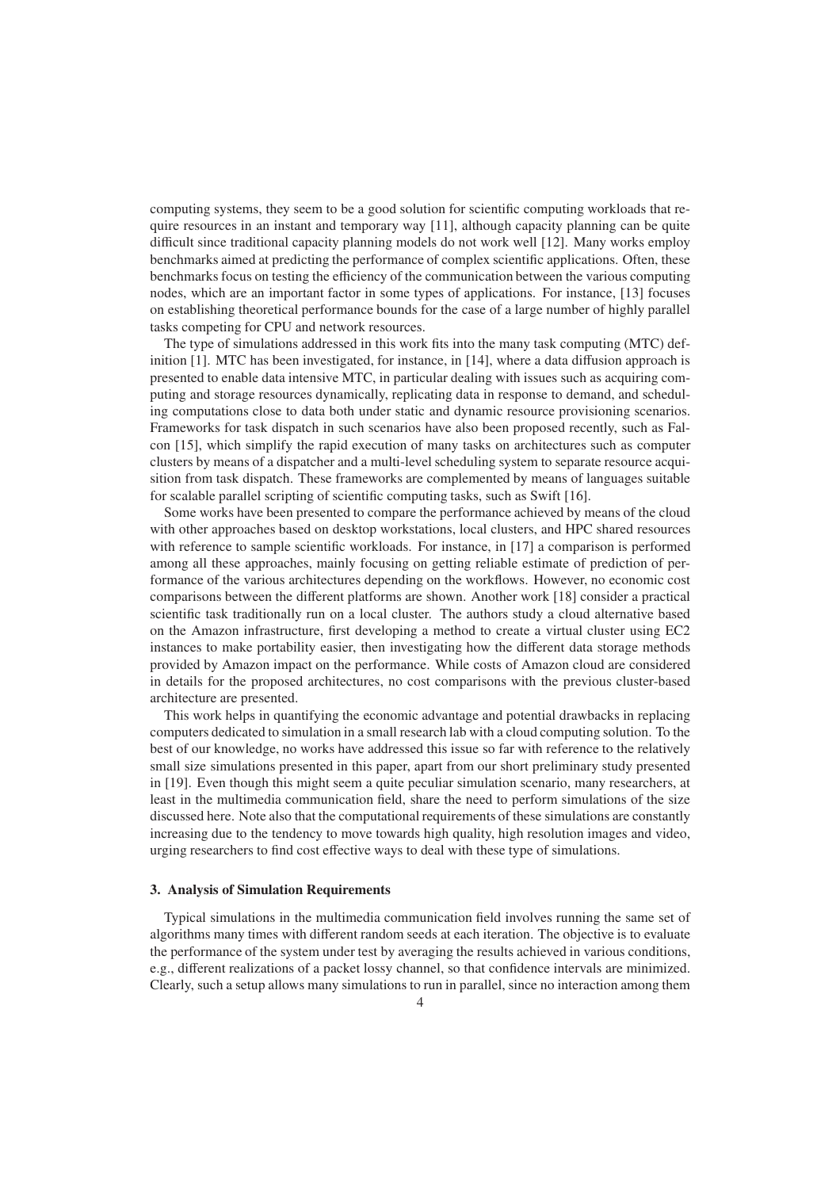computing systems, they seem to be a good solution for scientific computing workloads that require resources in an instant and temporary way [11], although capacity planning can be quite difficult since traditional capacity planning models do not work well [12]. Many works employ benchmarks aimed at predicting the performance of complex scientific applications. Often, these benchmarks focus on testing the efficiency of the communication between the various computing nodes, which are an important factor in some types of applications. For instance, [13] focuses on establishing theoretical performance bounds for the case of a large number of highly parallel tasks competing for CPU and network resources.

The type of simulations addressed in this work fits into the many task computing (MTC) definition [1]. MTC has been investigated, for instance, in [14], where a data diffusion approach is presented to enable data intensive MTC, in particular dealing with issues such as acquiring computing and storage resources dynamically, replicating data in response to demand, and scheduling computations close to data both under static and dynamic resource provisioning scenarios. Frameworks for task dispatch in such scenarios have also been proposed recently, such as Falcon [15], which simplify the rapid execution of many tasks on architectures such as computer clusters by means of a dispatcher and a multi-level scheduling system to separate resource acquisition from task dispatch. These frameworks are complemented by means of languages suitable for scalable parallel scripting of scientific computing tasks, such as Swift [16].

Some works have been presented to compare the performance achieved by means of the cloud with other approaches based on desktop workstations, local clusters, and HPC shared resources with reference to sample scientific workloads. For instance, in [17] a comparison is performed among all these approaches, mainly focusing on getting reliable estimate of prediction of performance of the various architectures depending on the workflows. However, no economic cost comparisons between the different platforms are shown. Another work [18] consider a practical scientific task traditionally run on a local cluster. The authors study a cloud alternative based on the Amazon infrastructure, first developing a method to create a virtual cluster using EC2 instances to make portability easier, then investigating how the different data storage methods provided by Amazon impact on the performance. While costs of Amazon cloud are considered in details for the proposed architectures, no cost comparisons with the previous cluster-based architecture are presented.

This work helps in quantifying the economic advantage and potential drawbacks in replacing computers dedicated to simulation in a small research lab with a cloud computing solution. To the best of our knowledge, no works have addressed this issue so far with reference to the relatively small size simulations presented in this paper, apart from our short preliminary study presented in [19]. Even though this might seem a quite peculiar simulation scenario, many researchers, at least in the multimedia communication field, share the need to perform simulations of the size discussed here. Note also that the computational requirements of these simulations are constantly increasing due to the tendency to move towards high quality, high resolution images and video, urging researchers to find cost effective ways to deal with these type of simulations.

### 3. Analysis of Simulation Requirements

Typical simulations in the multimedia communication field involves running the same set of algorithms many times with different random seeds at each iteration. The objective is to evaluate the performance of the system under test by averaging the results achieved in various conditions, e.g., different realizations of a packet lossy channel, so that confidence intervals are minimized. Clearly, such a setup allows many simulations to run in parallel, since no interaction among them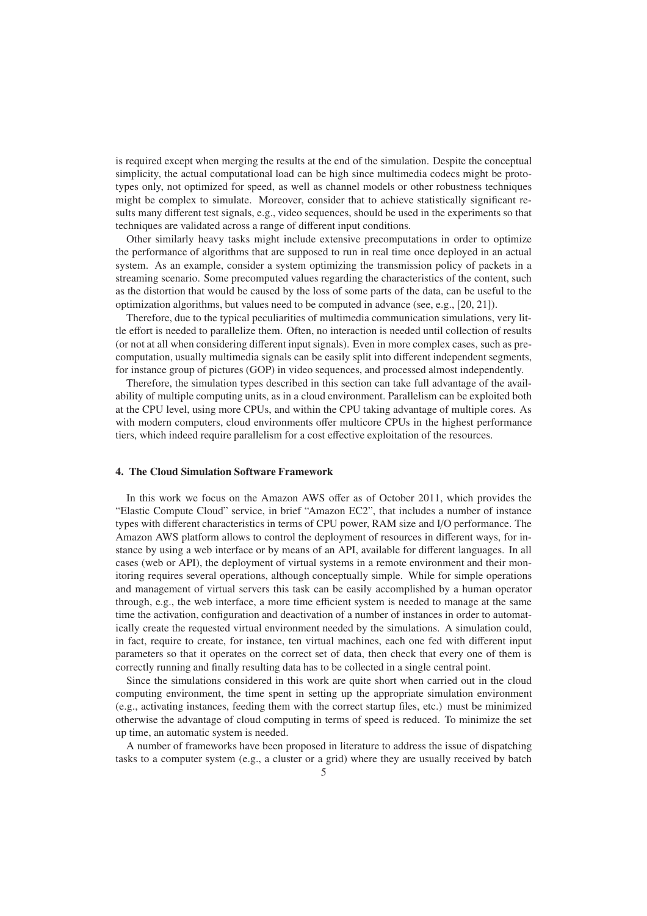is required except when merging the results at the end of the simulation. Despite the conceptual simplicity, the actual computational load can be high since multimedia codecs might be prototypes only, not optimized for speed, as well as channel models or other robustness techniques might be complex to simulate. Moreover, consider that to achieve statistically significant results many different test signals, e.g., video sequences, should be used in the experiments so that techniques are validated across a range of different input conditions.

Other similarly heavy tasks might include extensive precomputations in order to optimize the performance of algorithms that are supposed to run in real time once deployed in an actual system. As an example, consider a system optimizing the transmission policy of packets in a streaming scenario. Some precomputed values regarding the characteristics of the content, such as the distortion that would be caused by the loss of some parts of the data, can be useful to the optimization algorithms, but values need to be computed in advance (see, e.g., [20, 21]).

Therefore, due to the typical peculiarities of multimedia communication simulations, very little effort is needed to parallelize them. Often, no interaction is needed until collection of results (or not at all when considering different input signals). Even in more complex cases, such as precomputation, usually multimedia signals can be easily split into different independent segments, for instance group of pictures (GOP) in video sequences, and processed almost independently.

Therefore, the simulation types described in this section can take full advantage of the availability of multiple computing units, as in a cloud environment. Parallelism can be exploited both at the CPU level, using more CPUs, and within the CPU taking advantage of multiple cores. As with modern computers, cloud environments offer multicore CPUs in the highest performance tiers, which indeed require parallelism for a cost effective exploitation of the resources.

## 4. The Cloud Simulation Software Framework

In this work we focus on the Amazon AWS offer as of October 2011, which provides the "Elastic Compute Cloud" service, in brief "Amazon EC2", that includes a number of instance types with different characteristics in terms of CPU power, RAM size and I/O performance. The Amazon AWS platform allows to control the deployment of resources in different ways, for instance by using a web interface or by means of an API, available for different languages. In all cases (web or API), the deployment of virtual systems in a remote environment and their monitoring requires several operations, although conceptually simple. While for simple operations and management of virtual servers this task can be easily accomplished by a human operator through, e.g., the web interface, a more time efficient system is needed to manage at the same time the activation, configuration and deactivation of a number of instances in order to automatically create the requested virtual environment needed by the simulations. A simulation could, in fact, require to create, for instance, ten virtual machines, each one fed with different input parameters so that it operates on the correct set of data, then check that every one of them is correctly running and finally resulting data has to be collected in a single central point.

Since the simulations considered in this work are quite short when carried out in the cloud computing environment, the time spent in setting up the appropriate simulation environment (e.g., activating instances, feeding them with the correct startup files, etc.) must be minimized otherwise the advantage of cloud computing in terms of speed is reduced. To minimize the set up time, an automatic system is needed.

A number of frameworks have been proposed in literature to address the issue of dispatching tasks to a computer system (e.g., a cluster or a grid) where they are usually received by batch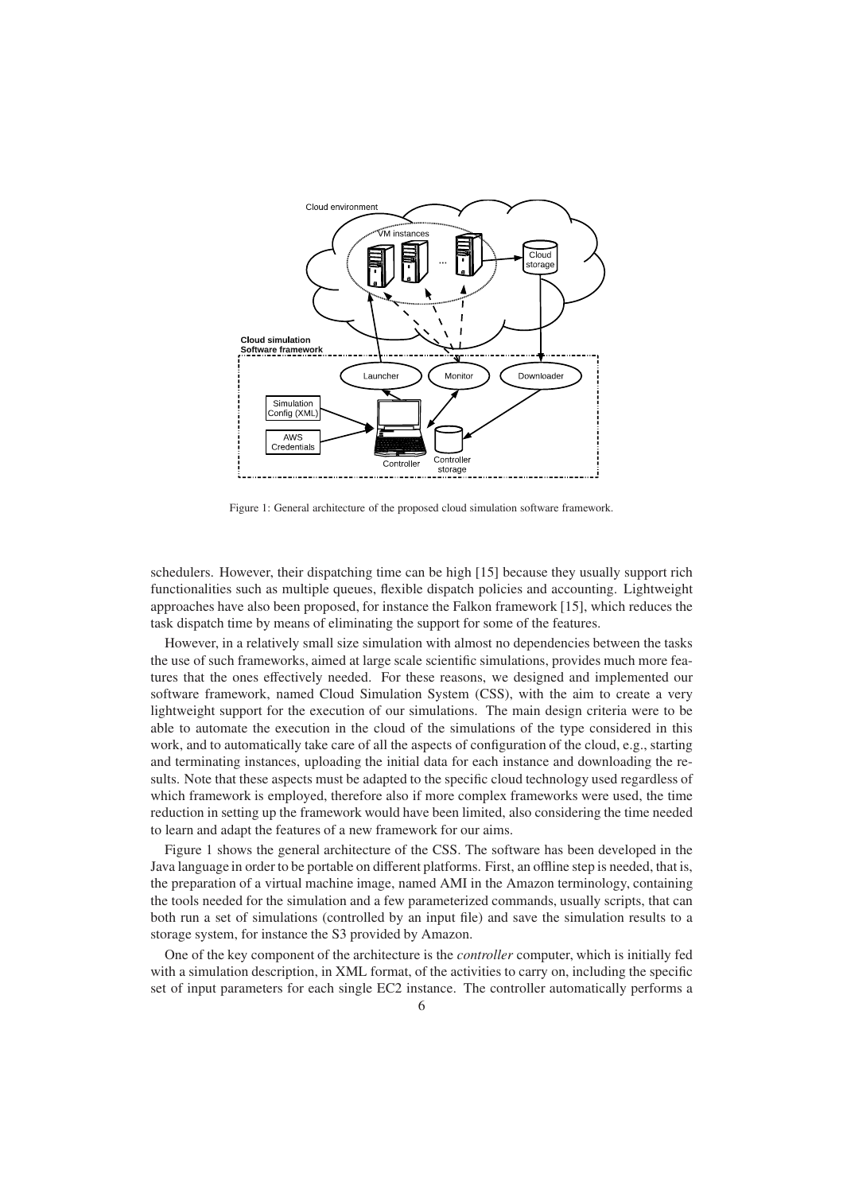Figure 1: General architecture of the proposed cloud simulation software framework.

schedulers. However, their dispatching time can be high [15] because they usually support rich functionalities such as multiple queues, flexible dispatch policies and accounting. Lightweight approaches have also been proposed, for instance the Falkon framework [15], which reduces the task dispatch time by means of eliminating the support for some of the features.

However, in a relatively small size simulation with almost no dependencies between the tasks the use of such frameworks, aimed at large scale scientific simulations, provides much more features that the ones effectively needed. For these reasons, we designed and implemented our software framework, named Cloud Simulation System (CSS), with the aim to create a very lightweight support for the execution of our simulations. The main design criteria were to be able to automate the execution in the cloud of the simulations of the type considered in this work, and to automatically take care of all the aspects of configuration of the cloud, e.g., starting and terminating instances, uploading the initial data for each instance and downloading the results. Note that these aspects must be adapted to the specific cloud technology used regardless of which framework is employed, therefore also if more complex frameworks were used, the time reduction in setting up the framework would have been limited, also considering the time needed to learn and adapt the features of a new framework for our aims.

Figure 1 shows the general architecture of the CSS. The software has been developed in the Java language in order to be portable on different platforms. First, an offline step is needed, that is, the preparation of a virtual machine image, named AMI in the Amazon terminology, containing the tools needed for the simulation and a few parameterized commands, usually scripts, that can both run a set of simulations (controlled by an input file) and save the simulation results to a storage system, for instance the S3 provided by Amazon.

One of the key component of the architecture is the *controller* computer, which is initially fed with a simulation description, in XML format, of the activities to carry on, including the specific set of input parameters for each single EC2 instance. The controller automatically performs a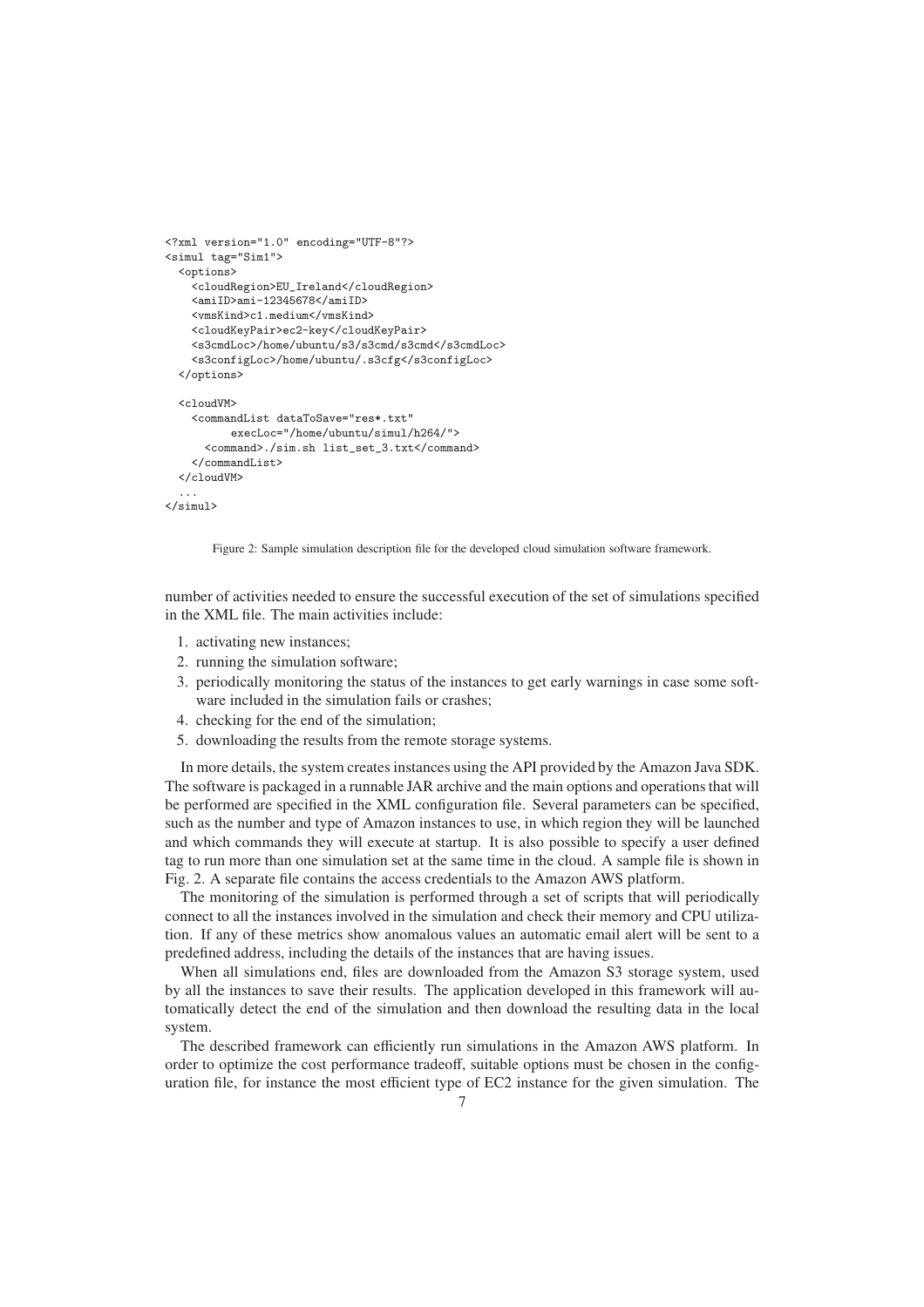```xml
<?xml version="1.0" encoding="UTF-8"?>
<simul tag="Sim1">
  <options>
    <cloudRegion>EU_Ireland</cloudRegion>
    <amiID>ami-12345678</amiID>
    <vmsKind>c1.medium</vmsKind>
    <cloudKeyPair>ec2-key</cloudKeyPair>
    <s3cmdLoc>/home/ubuntu/s3/s3cmd/s3cmd</s3cmdLoc>
    <s3configLoc>/home/ubuntu/.s3cfg</s3configLoc>
  </options>

  <cloudVM>
    <commandList dataToSave="res*.txt"
          execLoc="/home/ubuntu/simul/h264/">
      <command>./sim.sh list_set_3.txt</command>
    </commandList>
  </cloudVM>
  ...
</simul>
```

Figure 2: Sample simulation description file for the developed cloud simulation software framework.

number of activities needed to ensure the successful execution of the set of simulations specified in the XML file. The main activities include:

1. activating new instances;
2. running the simulation software;
3. periodically monitoring the status of the instances to get early warnings in case some software included in the simulation fails or crashes;
4. checking for the end of the simulation;
5. downloading the results from the remote storage systems.

In more details, the system creates instances using the API provided by the Amazon Java SDK. The software is packaged in a runnable JAR archive and the main options and operations that will be performed are specified in the XML configuration file. Several parameters can be specified, such as the number and type of Amazon instances to use, in which region they will be launched and which commands they will execute at startup. It is also possible to specify a user defined tag to run more than one simulation set at the same time in the cloud. A sample file is shown in Fig. 2. A separate file contains the access credentials to the Amazon AWS platform.

The monitoring of the simulation is performed through a set of scripts that will periodically connect to all the instances involved in the simulation and check their memory and CPU utilization. If any of these metrics show anomalous values an automatic email alert will be sent to a predefined address, including the details of the instances that are having issues.

When all simulations end, files are downloaded from the Amazon S3 storage system, used by all the instances to save their results. The application developed in this framework will automatically detect the end of the simulation and then download the resulting data in the local system.

The described framework can efficiently run simulations in the Amazon AWS platform. In order to optimize the cost performance tradeoff, suitable options must be chosen in the configuration file, for instance the most efficient type of EC2 instance for the given simulation. The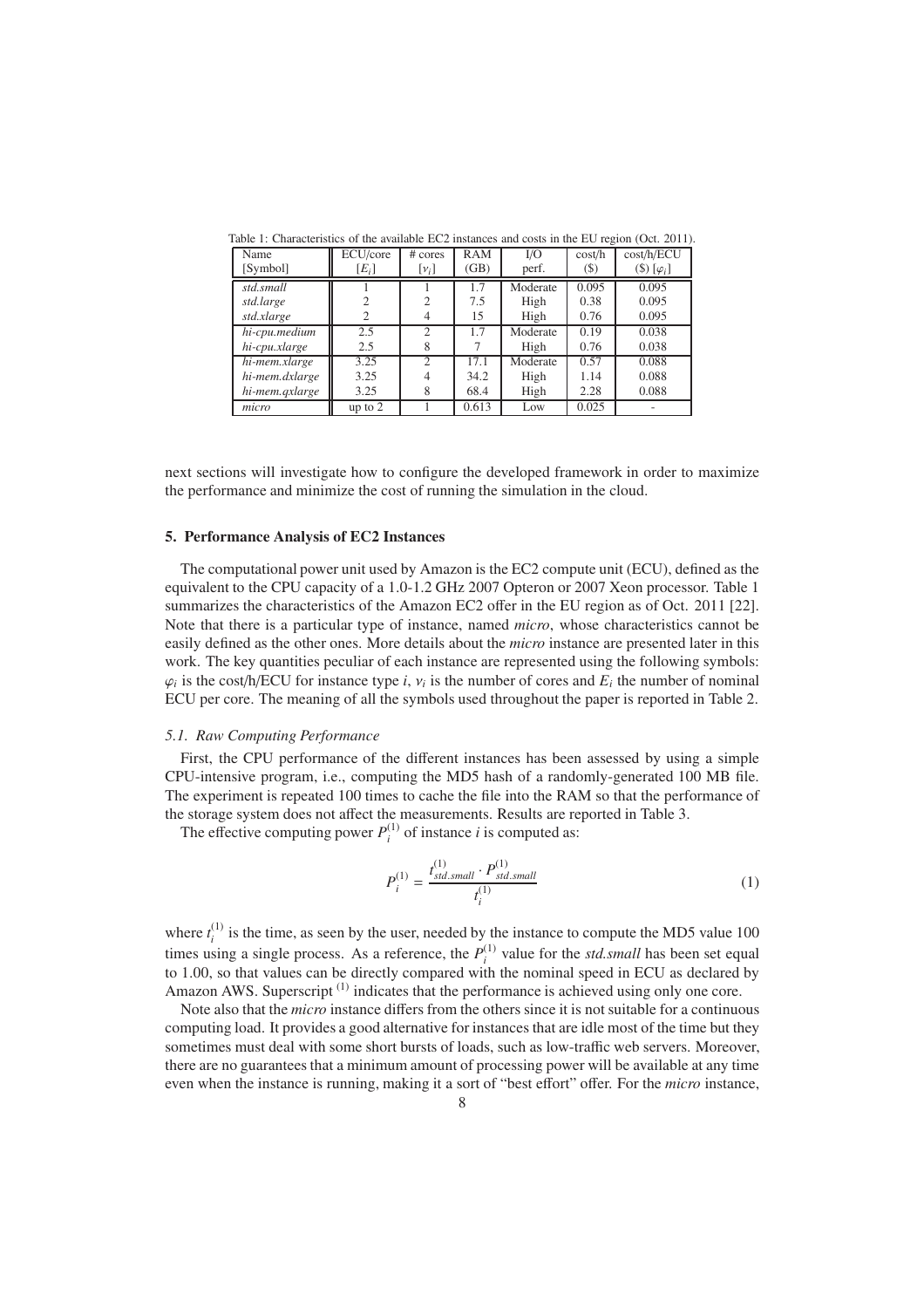Table 1: Characteristics of the available EC2 instances and costs in the EU region (Oct. 2011).

| Name [Symbol] | ECU/core $[E_i]$ | # cores $[\nu_i]$ | RAM (GB) | I/O perf. | cost/h ($) | cost/h/ECU ($) $[\varphi_i]$ |
|---|---|---|---|---|---|---|
| *std.small* | 1 | 1 | 1.7 | Moderate | 0.095 | 0.095 |
| *std.large* | 2 | 2 | 7.5 | High | 0.38 | 0.095 |
| *std.xlarge* | 2 | 4 | 15 | High | 0.76 | 0.095 |
| *hi-cpu.medium* | 2.5 | 2 | 1.7 | Moderate | 0.19 | 0.038 |
| *hi-cpu.xlarge* | 2.5 | 8 | 7 | High | 0.76 | 0.038 |
| *hi-mem.xlarge* | 3.25 | 2 | 17.1 | Moderate | 0.57 | 0.088 |
| *hi-mem.dxlarge* | 3.25 | 4 | 34.2 | High | 1.14 | 0.088 |
| *hi-mem.qxlarge* | 3.25 | 8 | 68.4 | High | 2.28 | 0.088 |
| *micro* | up to 2 | 1 | 0.613 | Low | 0.025 | - |

next sections will investigate how to configure the developed framework in order to maximize the performance and minimize the cost of running the simulation in the cloud.

## 5. Performance Analysis of EC2 Instances

The computational power unit used by Amazon is the EC2 compute unit (ECU), defined as the equivalent to the CPU capacity of a 1.0-1.2 GHz 2007 Opteron or 2007 Xeon processor. Table 1 summarizes the characteristics of the Amazon EC2 offer in the EU region as of Oct. 2011 [22]. Note that there is a particular type of instance, named *micro*, whose characteristics cannot be easily defined as the other ones. More details about the *micro* instance are presented later in this work. The key quantities peculiar of each instance are represented using the following symbols: $\varphi_i$ is the cost/h/ECU for instance type $i$, $\nu_i$ is the number of cores and $E_i$ the number of nominal ECU per core. The meaning of all the symbols used throughout the paper is reported in Table 2.

### 5.1. Raw Computing Performance

First, the CPU performance of the different instances has been assessed by using a simple CPU-intensive program, i.e., computing the MD5 hash of a randomly-generated 100 MB file. The experiment is repeated 100 times to cache the file into the RAM so that the performance of the storage system does not affect the measurements. Results are reported in Table 3.

The effective computing power $P_i^{(1)}$ of instance $i$ is computed as:

$$P_i^{(1)} = \frac{t_{std.small}^{(1)} \cdot P_{std.small}^{(1)}}{t_i^{(1)}} \tag{1}$$

where $t_i^{(1)}$ is the time, as seen by the user, needed by the instance to compute the MD5 value 100 times using a single process. As a reference, the $P_i^{(1)}$ value for the *std.small* has been set equal to 1.00, so that values can be directly compared with the nominal speed in ECU as declared by Amazon AWS. Superscript $^{(1)}$ indicates that the performance is achieved using only one core.

Note also that the *micro* instance differs from the others since it is not suitable for a continuous computing load. It provides a good alternative for instances that are idle most of the time but they sometimes must deal with some short bursts of loads, such as low-traffic web servers. Moreover, there are no guarantees that a minimum amount of processing power will be available at any time even when the instance is running, making it a sort of "best effort" offer. For the *micro* instance,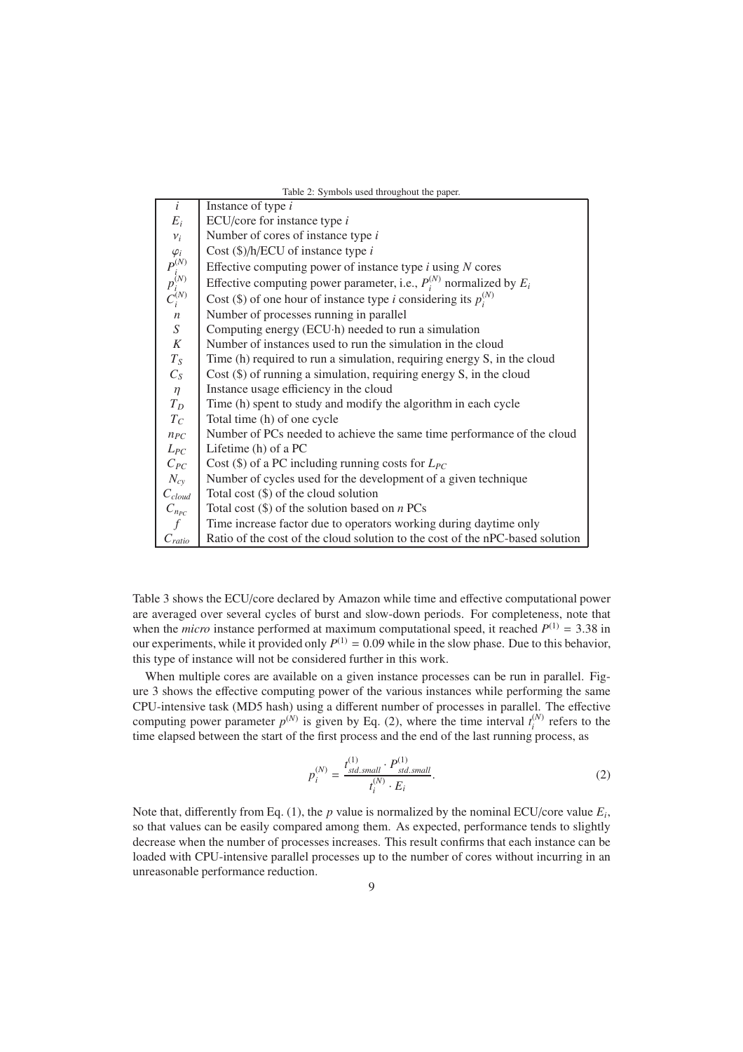Table 2: Symbols used throughout the paper.

| Symbol | Description |
|---|---|
| $i$ | Instance of type $i$ |
| $E_i$ | ECU/core for instance type $i$ |
| $\nu_i$ | Number of cores of instance type $i$ |
| $\varphi_i$ | Cost (\$)/h/ECU of instance type $i$ |
| $P_i^{(N)}$ | Effective computing power of instance type $i$ using $N$ cores |
| $p_i^{(N)}$ | Effective computing power parameter, i.e., $P_i^{(N)}$ normalized by $E_i$ |
| $C_i^{(N)}$ | Cost (\$) of one hour of instance type $i$ considering its $p_i^{(N)}$ |
| $n$ | Number of processes running in parallel |
| $S$ | Computing energy (ECU·h) needed to run a simulation |
| $K$ | Number of instances used to run the simulation in the cloud |
| $T_S$ | Time (h) required to run a simulation, requiring energy S, in the cloud |
| $C_S$ | Cost (\$) of running a simulation, requiring energy S, in the cloud |
| $\eta$ | Instance usage efficiency in the cloud |
| $T_D$ | Time (h) spent to study and modify the algorithm in each cycle |
| $T_C$ | Total time (h) of one cycle |
| $n_{PC}$ | Number of PCs needed to achieve the same time performance of the cloud |
| $L_{PC}$ | Lifetime (h) of a PC |
| $C_{PC}$ | Cost (\$) of a PC including running costs for $L_{PC}$ |
| $N_{cy}$ | Number of cycles used for the development of a given technique |
| $C_{cloud}$ | Total cost (\$) of the cloud solution |
| $C_{n_{PC}}$ | Total cost (\$) of the solution based on $n$ PCs |
| $f$ | Time increase factor due to operators working during daytime only |
| $C_{ratio}$ | Ratio of the cost of the cloud solution to the cost of the nPC-based solution |

Table 3 shows the ECU/core declared by Amazon while time and effective computational power are averaged over several cycles of burst and slow-down periods. For completeness, note that when the *micro* instance performed at maximum computational speed, it reached $P^{(1)} = 3.38$ in our experiments, while it provided only $P^{(1)} = 0.09$ while in the slow phase. Due to this behavior, this type of instance will not be considered further in this work.

When multiple cores are available on a given instance processes can be run in parallel. Figure 3 shows the effective computing power of the various instances while performing the same CPU-intensive task (MD5 hash) using a different number of processes in parallel. The effective computing power parameter $p^{(N)}$ is given by Eq. (2), where the time interval $t_i^{(N)}$ refers to the time elapsed between the start of the first process and the end of the last running process, as

$$p_i^{(N)} = \frac{t_{std.small}^{(1)} \cdot P_{std.small}^{(1)}}{t_i^{(N)} \cdot E_i}. \tag{2}$$

Note that, differently from Eq. (1), the $p$ value is normalized by the nominal ECU/core value $E_i$, so that values can be easily compared among them. As expected, performance tends to slightly decrease when the number of processes increases. This result confirms that each instance can be loaded with CPU-intensive parallel processes up to the number of cores without incurring in an unreasonable performance reduction.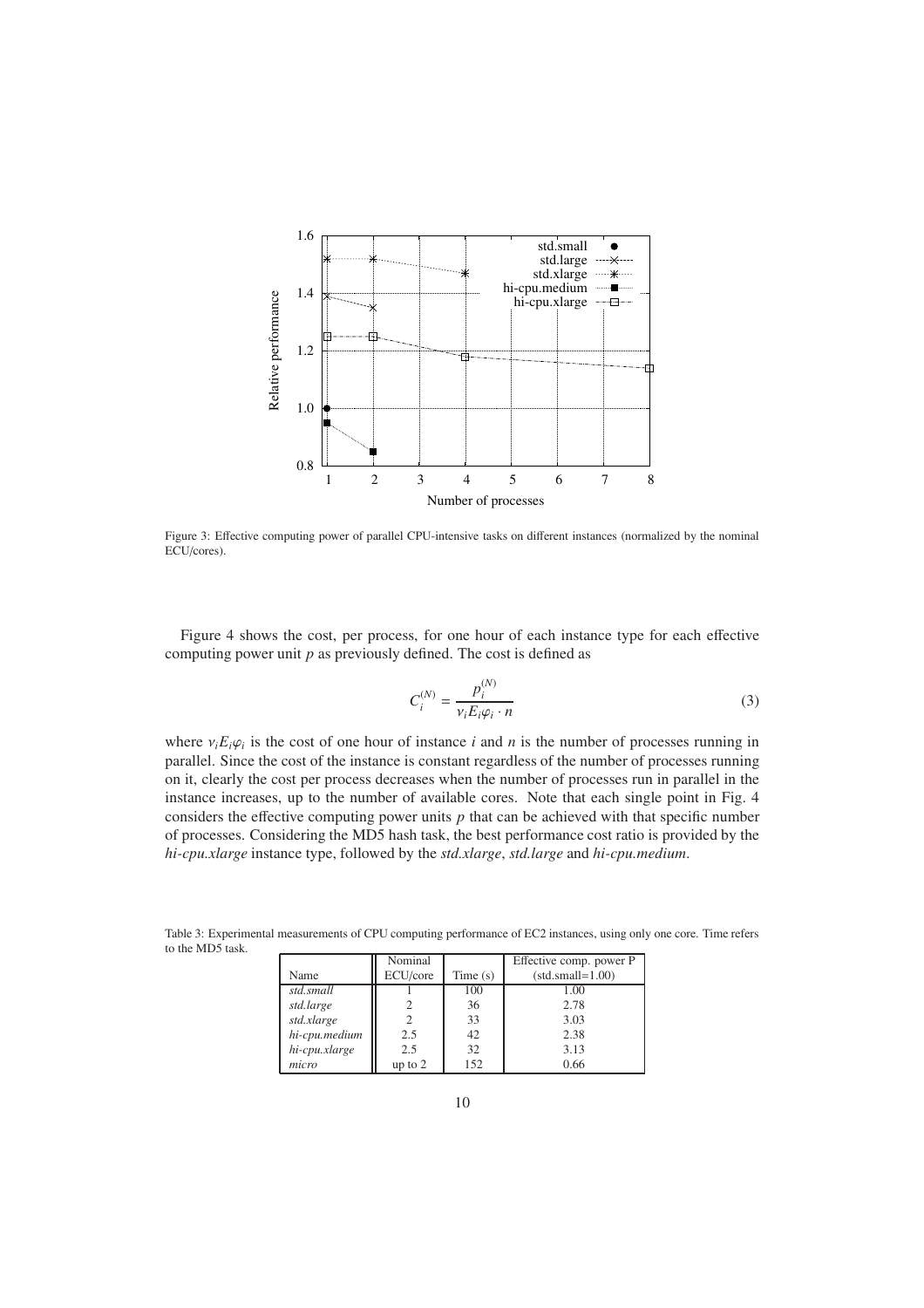Figure 3: Effective computing power of parallel CPU-intensive tasks on different instances (normalized by the nominal ECU/cores).

Figure 4 shows the cost, per process, for one hour of each instance type for each effective computing power unit $p$ as previously defined. The cost is defined as

$$C_i^{(N)} = \frac{p_i^{(N)}}{\nu_i E_i \varphi_i \cdot n} \tag{3}$$

where $\nu_i E_i \varphi_i$ is the cost of one hour of instance $i$ and $n$ is the number of processes running in parallel. Since the cost of the instance is constant regardless of the number of processes running on it, clearly the cost per process decreases when the number of processes run in parallel in the instance increases, up to the number of available cores. Note that each single point in Fig. 4 considers the effective computing power units $p$ that can be achieved with that specific number of processes. Considering the MD5 hash task, the best performance cost ratio is provided by the *hi-cpu.xlarge* instance type, followed by the *std.xlarge*, *std.large* and *hi-cpu.medium*.

Table 3: Experimental measurements of CPU computing performance of EC2 instances, using only one core. Time refers to the MD5 task.

| Name | Nominal ECU/core | Time (s) | Effective comp. power P (std.small=1.00) |
|---|---|---|---|
| *std.small* | 1 | 100 | 1.00 |
| *std.large* | 2 | 36 | 2.78 |
| *std.xlarge* | 2 | 33 | 3.03 |
| *hi-cpu.medium* | 2.5 | 42 | 2.38 |
| *hi-cpu.xlarge* | 2.5 | 32 | 3.13 |
| *micro* | up to 2 | 152 | 0.66 |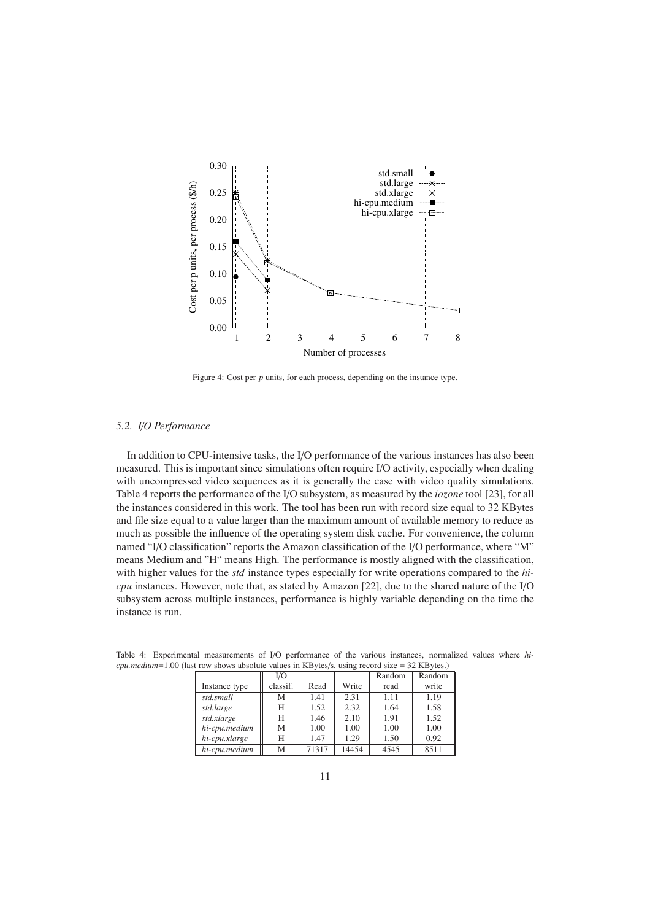Figure 4: Cost per $p$ units, for each process, depending on the instance type.

### 5.2. I/O Performance

In addition to CPU-intensive tasks, the I/O performance of the various instances has also been measured. This is important since simulations often require I/O activity, especially when dealing with uncompressed video sequences as it is generally the case with video quality simulations. Table 4 reports the performance of the I/O subsystem, as measured by the *iozone* tool [23], for all the instances considered in this work. The tool has been run with record size equal to 32 KBytes and file size equal to a value larger than the maximum amount of available memory to reduce as much as possible the influence of the operating system disk cache. For convenience, the column named "I/O classification" reports the Amazon classification of the I/O performance, where "M" means Medium and "H" means High. The performance is mostly aligned with the classification, with higher values for the *std* instance types especially for write operations compared to the *hi-cpu* instances. However, note that, as stated by Amazon [22], due to the shared nature of the I/O subsystem across multiple instances, performance is highly variable depending on the time the instance is run.

Table 4: Experimental measurements of I/O performance of the various instances, normalized values where *hi-cpu.medium*=1.00 (last row shows absolute values in KBytes/s, using record size = 32 KBytes.)

| Instance type | I/O classif. | Read | Write | Random read | Random write |
|---|---|---|---|---|---|
| *std.small* | M | 1.41 | 2.31 | 1.11 | 1.19 |
| *std.large* | H | 1.52 | 2.32 | 1.64 | 1.58 |
| *std.xlarge* | H | 1.46 | 2.10 | 1.91 | 1.52 |
| *hi-cpu.medium* | M | 1.00 | 1.00 | 1.00 | 1.00 |
| *hi-cpu.xlarge* | H | 1.47 | 1.29 | 1.50 | 0.92 |
| *hi-cpu.medium* | M | 71317 | 14454 | 4545 | 8511 |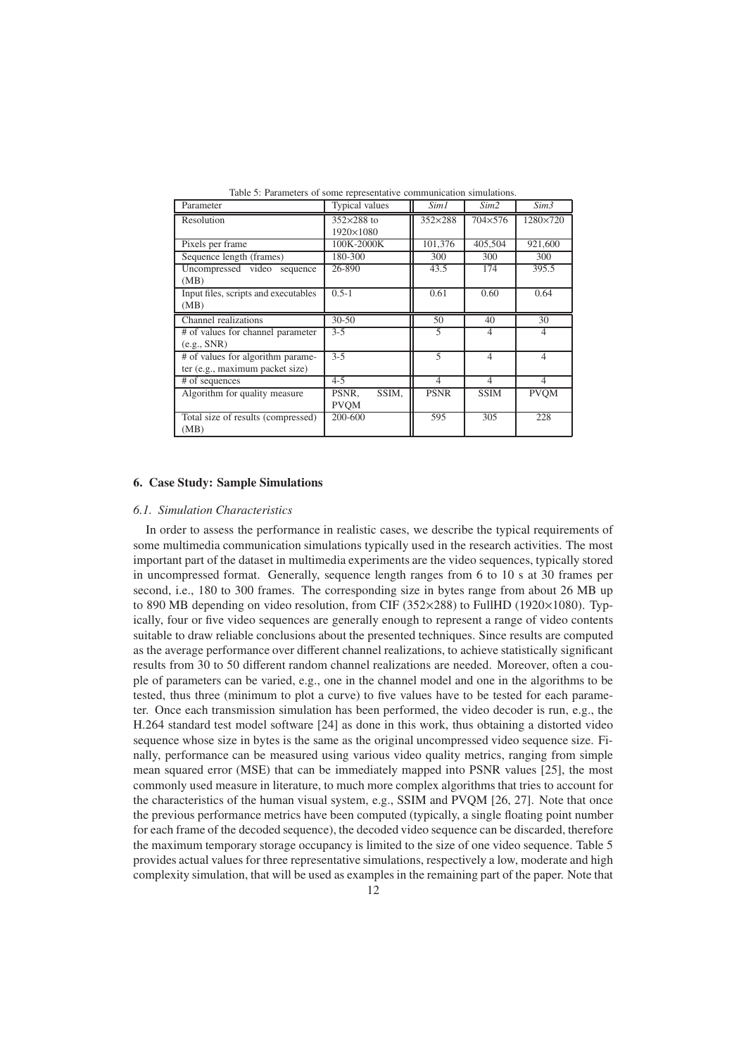Table 5: Parameters of some representative communication simulations.

| Parameter | Typical values | *Sim1* | *Sim2* | *Sim3* |
|---|---|---|---|---|
| Resolution | 352×288 to 1920×1080 | 352×288 | 704×576 | 1280×720 |
| Pixels per frame | 100K-2000K | 101,376 | 405,504 | 921,600 |
| Sequence length (frames) | 180-300 | 300 | 300 | 300 |
| Uncompressed video sequence (MB) | 26-890 | 43.5 | 174 | 395.5 |
| Input files, scripts and executables (MB) | 0.5-1 | 0.61 | 0.60 | 0.64 |
| Channel realizations | 30-50 | 50 | 40 | 30 |
| # of values for channel parameter (e.g., SNR) | 3-5 | 5 | 4 | 4 |
| # of values for algorithm parameter (e.g., maximum packet size) | 3-5 | 5 | 4 | 4 |
| # of sequences | 4-5 | 4 | 4 | 4 |
| Algorithm for quality measure | PSNR, SSIM, PVQM | PSNR | SSIM | PVQM |
| Total size of results (compressed) (MB) | 200-600 | 595 | 305 | 228 |

## 6. Case Study: Sample Simulations

### *6.1. Simulation Characteristics*

In order to assess the performance in realistic cases, we describe the typical requirements of some multimedia communication simulations typically used in the research activities. The most important part of the dataset in multimedia experiments are the video sequences, typically stored in uncompressed format. Generally, sequence length ranges from 6 to 10 s at 30 frames per second, i.e., 180 to 300 frames. The corresponding size in bytes range from about 26 MB up to 890 MB depending on video resolution, from CIF (352×288) to FullHD (1920×1080). Typically, four or five video sequences are generally enough to represent a range of video contents suitable to draw reliable conclusions about the presented techniques. Since results are computed as the average performance over different channel realizations, to achieve statistically significant results from 30 to 50 different random channel realizations are needed. Moreover, often a couple of parameters can be varied, e.g., one in the channel model and one in the algorithms to be tested, thus three (minimum to plot a curve) to five values have to be tested for each parameter. Once each transmission simulation has been performed, the video decoder is run, e.g., the H.264 standard test model software [24] as done in this work, thus obtaining a distorted video sequence whose size in bytes is the same as the original uncompressed video sequence size. Finally, performance can be measured using various video quality metrics, ranging from simple mean squared error (MSE) that can be immediately mapped into PSNR values [25], the most commonly used measure in literature, to much more complex algorithms that tries to account for the characteristics of the human visual system, e.g., SSIM and PVQM [26, 27]. Note that once the previous performance metrics have been computed (typically, a single floating point number for each frame of the decoded sequence), the decoded video sequence can be discarded, therefore the maximum temporary storage occupancy is limited to the size of one video sequence. Table 5 provides actual values for three representative simulations, respectively a low, moderate and high complexity simulation, that will be used as examples in the remaining part of the paper. Note that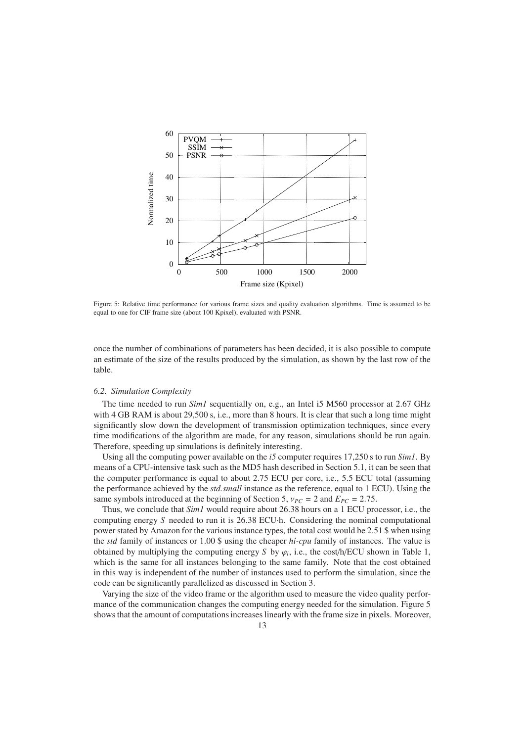Figure 5: Relative time performance for various frame sizes and quality evaluation algorithms. Time is assumed to be equal to one for CIF frame size (about 100 Kpixel), evaluated with PSNR.

once the number of combinations of parameters has been decided, it is also possible to compute an estimate of the size of the results produced by the simulation, as shown by the last row of the table.

### *6.2. Simulation Complexity*

The time needed to run *Sim1* sequentially on, e.g., an Intel i5 M560 processor at 2.67 GHz with 4 GB RAM is about 29,500 s, i.e., more than 8 hours. It is clear that such a long time might significantly slow down the development of transmission optimization techniques, since every time modifications of the algorithm are made, for any reason, simulations should be run again. Therefore, speeding up simulations is definitely interesting.

Using all the computing power available on the *i5* computer requires 17,250 s to run *Sim1*. By means of a CPU-intensive task such as the MD5 hash described in Section 5.1, it can be seen that the computer performance is equal to about 2.75 ECU per core, i.e., 5.5 ECU total (assuming the performance achieved by the *std.small* instance as the reference, equal to 1 ECU). Using the same symbols introduced at the beginning of Section 5, $\nu_{PC} = 2$ and $E_{PC} = 2.75$.

Thus, we conclude that *Sim1* would require about 26.38 hours on a 1 ECU processor, i.e., the computing energy $S$ needed to run it is 26.38 ECU·h. Considering the nominal computational power stated by Amazon for the various instance types, the total cost would be 2.51 $ when using the *std* family of instances or 1.00 $ using the cheaper *hi-cpu* family of instances. The value is obtained by multiplying the computing energy $S$ by $\varphi_i$, i.e., the cost/h/ECU shown in Table 1, which is the same for all instances belonging to the same family. Note that the cost obtained in this way is independent of the number of instances used to perform the simulation, since the code can be significantly parallelized as discussed in Section 3.

Varying the size of the video frame or the algorithm used to measure the video quality performance of the communication changes the computing energy needed for the simulation. Figure 5 shows that the amount of computations increases linearly with the frame size in pixels. Moreover,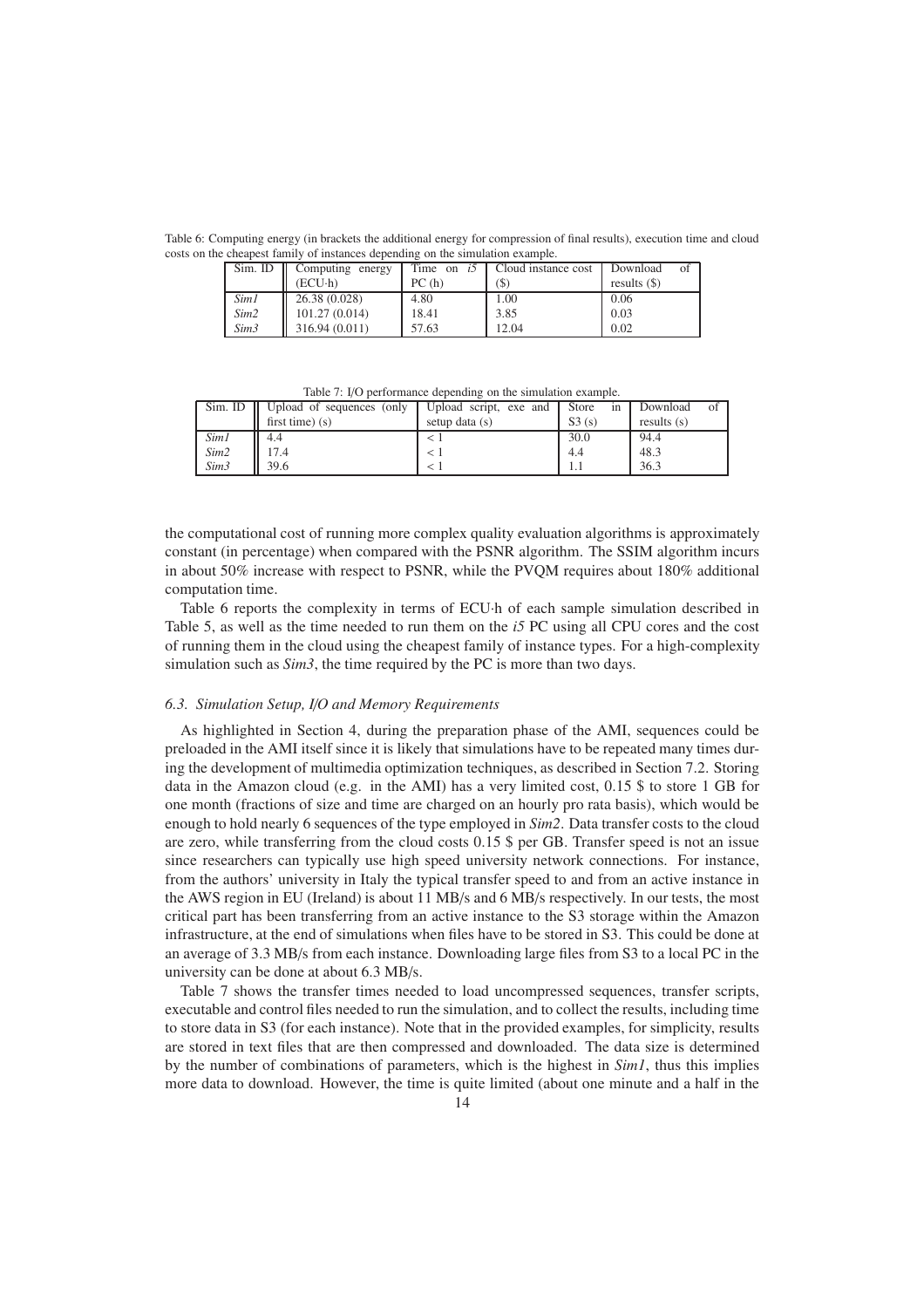Table 6: Computing energy (in brackets the additional energy for compression of final results), execution time and cloud costs on the cheapest family of instances depending on the simulation example.

| Sim. ID | Computing energy (ECU·h) | Time on *i5* PC (h) | Cloud instance cost ($) | Download of results ($) |
|---|---|---|---|---|
| *Sim1* | 26.38 (0.028) | 4.80 | 1.00 | 0.06 |
| *Sim2* | 101.27 (0.014) | 18.41 | 3.85 | 0.03 |
| *Sim3* | 316.94 (0.011) | 57.63 | 12.04 | 0.02 |

Table 7: I/O performance depending on the simulation example.

| Sim. ID | Upload of sequences (only first time) (s) | Upload script, exe and setup data (s) | Store in S3 (s) | Download of results (s) |
|---|---|---|---|---|
| *Sim1* | 4.4 | $< 1$ | 30.0 | 94.4 |
| *Sim2* | 17.4 | $< 1$ | 4.4 | 48.3 |
| *Sim3* | 39.6 | $< 1$ | 1.1 | 36.3 |

the computational cost of running more complex quality evaluation algorithms is approximately constant (in percentage) when compared with the PSNR algorithm. The SSIM algorithm incurs in about 50% increase with respect to PSNR, while the PVQM requires about 180% additional computation time.

Table 6 reports the complexity in terms of ECU·h of each sample simulation described in Table 5, as well as the time needed to run them on the *i5* PC using all CPU cores and the cost of running them in the cloud using the cheapest family of instance types. For a high-complexity simulation such as *Sim3*, the time required by the PC is more than two days.

### *6.3. Simulation Setup, I/O and Memory Requirements*

As highlighted in Section 4, during the preparation phase of the AMI, sequences could be preloaded in the AMI itself since it is likely that simulations have to be repeated many times during the development of multimedia optimization techniques, as described in Section 7.2. Storing data in the Amazon cloud (e.g. in the AMI) has a very limited cost, 0.15 $ to store 1 GB for one month (fractions of size and time are charged on an hourly pro rata basis), which would be enough to hold nearly 6 sequences of the type employed in *Sim2*. Data transfer costs to the cloud are zero, while transferring from the cloud costs 0.15 $ per GB. Transfer speed is not an issue since researchers can typically use high speed university network connections. For instance, from the authors' university in Italy the typical transfer speed to and from an active instance in the AWS region in EU (Ireland) is about 11 MB/s and 6 MB/s respectively. In our tests, the most critical part has been transferring from an active instance to the S3 storage within the Amazon infrastructure, at the end of simulations when files have to be stored in S3. This could be done at an average of 3.3 MB/s from each instance. Downloading large files from S3 to a local PC in the university can be done at about 6.3 MB/s.

Table 7 shows the transfer times needed to load uncompressed sequences, transfer scripts, executable and control files needed to run the simulation, and to collect the results, including time to store data in S3 (for each instance). Note that in the provided examples, for simplicity, results are stored in text files that are then compressed and downloaded. The data size is determined by the number of combinations of parameters, which is the highest in *Sim1*, thus this implies more data to download. However, the time is quite limited (about one minute and a half in the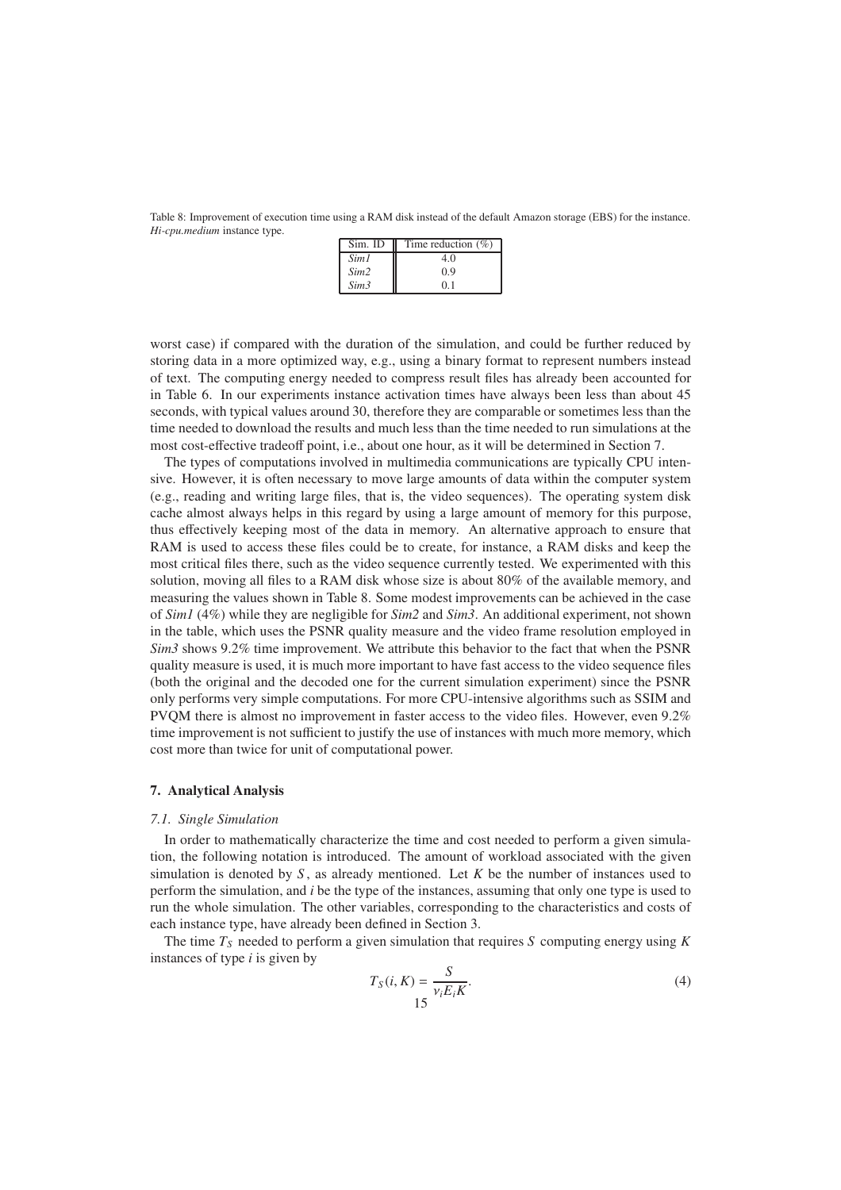Table 8: Improvement of execution time using a RAM disk instead of the default Amazon storage (EBS) for the instance. *Hi-cpu.medium* instance type.

| Sim. ID | Time reduction (%) |
|---|---|
| *Sim1* | 4.0 |
| *Sim2* | 0.9 |
| *Sim3* | 0.1 |

worst case) if compared with the duration of the simulation, and could be further reduced by storing data in a more optimized way, e.g., using a binary format to represent numbers instead of text. The computing energy needed to compress result files has already been accounted for in Table 6. In our experiments instance activation times have always been less than about 45 seconds, with typical values around 30, therefore they are comparable or sometimes less than the time needed to download the results and much less than the time needed to run simulations at the most cost-effective tradeoff point, i.e., about one hour, as it will be determined in Section 7.

The types of computations involved in multimedia communications are typically CPU intensive. However, it is often necessary to move large amounts of data within the computer system (e.g., reading and writing large files, that is, the video sequences). The operating system disk cache almost always helps in this regard by using a large amount of memory for this purpose, thus effectively keeping most of the data in memory. An alternative approach to ensure that RAM is used to access these files could be to create, for instance, a RAM disks and keep the most critical files there, such as the video sequence currently tested. We experimented with this solution, moving all files to a RAM disk whose size is about 80% of the available memory, and measuring the values shown in Table 8. Some modest improvements can be achieved in the case of *Sim1* (4%) while they are negligible for *Sim2* and *Sim3*. An additional experiment, not shown in the table, which uses the PSNR quality measure and the video frame resolution employed in *Sim3* shows 9.2% time improvement. We attribute this behavior to the fact that when the PSNR quality measure is used, it is much more important to have fast access to the video sequence files (both the original and the decoded one for the current simulation experiment) since the PSNR only performs very simple computations. For more CPU-intensive algorithms such as SSIM and PVQM there is almost no improvement in faster access to the video files. However, even 9.2% time improvement is not sufficient to justify the use of instances with much more memory, which cost more than twice for unit of computational power.

## 7. Analytical Analysis

### *7.1. Single Simulation*

In order to mathematically characterize the time and cost needed to perform a given simulation, the following notation is introduced. The amount of workload associated with the given simulation is denoted by $S$, as already mentioned. Let $K$ be the number of instances used to perform the simulation, and $i$ be the type of the instances, assuming that only one type is used to run the whole simulation. The other variables, corresponding to the characteristics and costs of each instance type, have already been defined in Section 3.

The time $T_S$ needed to perform a given simulation that requires $S$ computing energy using $K$ instances of type $i$ is given by

$$T_S(i, K) = \frac{S}{v_i E_i K}. \tag{4}$$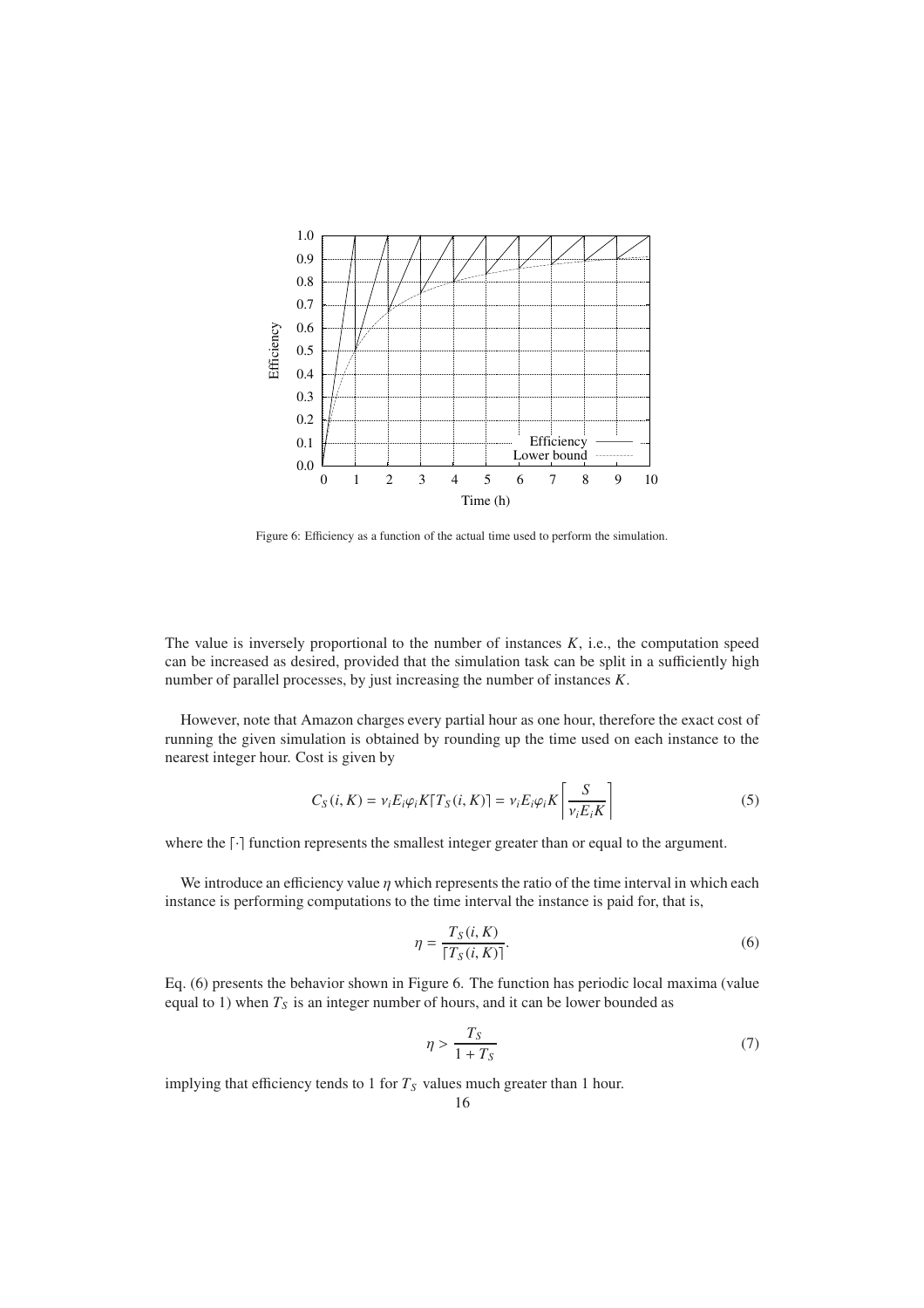Figure 6: Efficiency as a function of the actual time used to perform the simulation.

The value is inversely proportional to the number of instances $K$, i.e., the computation speed can be increased as desired, provided that the simulation task can be split in a sufficiently high number of parallel processes, by just increasing the number of instances $K$.

However, note that Amazon charges every partial hour as one hour, therefore the exact cost of running the given simulation is obtained by rounding up the time used on each instance to the nearest integer hour. Cost is given by

$$C_S(i, K) = \nu_i E_i \varphi_i K \lceil T_S(i, K) \rceil = \nu_i E_i \varphi_i K \left\lceil \frac{S}{\nu_i E_i K} \right\rceil \tag{5}$$

where the $\lceil \cdot \rceil$ function represents the smallest integer greater than or equal to the argument.

We introduce an efficiency value $\eta$ which represents the ratio of the time interval in which each instance is performing computations to the time interval the instance is paid for, that is,

$$\eta = \frac{T_S(i, K)}{\lceil T_S(i, K) \rceil}. \tag{6}$$

Eq. (6) presents the behavior shown in Figure 6. The function has periodic local maxima (value equal to 1) when $T_S$ is an integer number of hours, and it can be lower bounded as

$$\eta > \frac{T_S}{1 + T_S} \tag{7}$$

implying that efficiency tends to 1 for $T_S$ values much greater than 1 hour.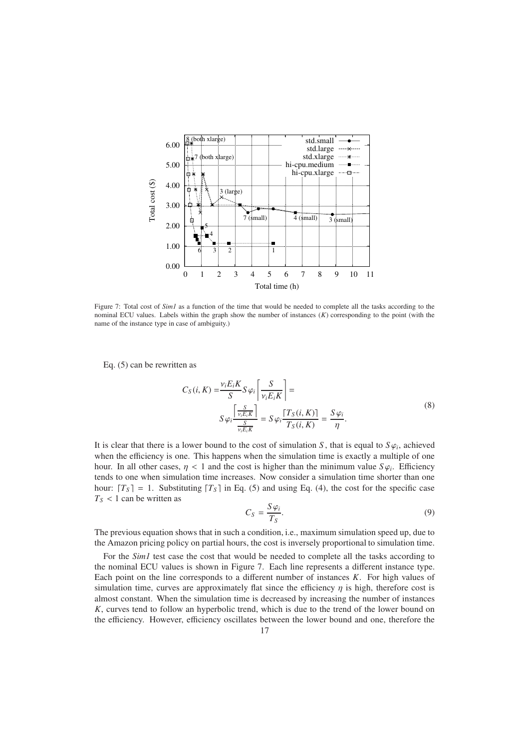Figure 7: Total cost of *Sim1* as a function of the time that would be needed to complete all the tasks according to the nominal ECU values. Labels within the graph show the number of instances ($K$) corresponding to the point (with the name of the instance type in case of ambiguity.)

Eq. (5) can be rewritten as

$$C_S(i,K) = \frac{\nu_i E_i K}{S} S\varphi_i \left\lceil \frac{S}{\nu_i E_i K} \right\rceil = S\varphi_i \frac{\left\lceil \frac{S}{\nu_i E_i K} \right\rceil}{\frac{S}{\nu_i E_i K}} = S\varphi_i \frac{\lceil T_S(i,K) \rceil}{T_S(i,K)} = \frac{S\varphi_i}{\eta}. \tag{8}$$

It is clear that there is a lower bound to the cost of simulation $S$, that is equal to $S\varphi_i$, achieved when the efficiency is one. This happens when the simulation time is exactly a multiple of one hour. In all other cases, $\eta < 1$ and the cost is higher than the minimum value $S\varphi_i$. Efficiency tends to one when simulation time increases. Now consider a simulation time shorter than one hour: $\lceil T_S \rceil = 1$. Substituting $\lceil T_S \rceil$ in Eq. (5) and using Eq. (4), the cost for the specific case $T_S < 1$ can be written as

$$C_S = \frac{S\varphi_i}{T_S}. \tag{9}$$

The previous equation shows that in such a condition, i.e., maximum simulation speed up, due to the Amazon pricing policy on partial hours, the cost is inversely proportional to simulation time.

For the *Sim1* test case the cost that would be needed to complete all the tasks according to the nominal ECU values is shown in Figure 7. Each line represents a different instance type. Each point on the line corresponds to a different number of instances $K$. For high values of simulation time, curves are approximately flat since the efficiency $\eta$ is high, therefore cost is almost constant. When the simulation time is decreased by increasing the number of instances $K$, curves tend to follow an hyperbolic trend, which is due to the trend of the lower bound on the efficiency. However, efficiency oscillates between the lower bound and one, therefore the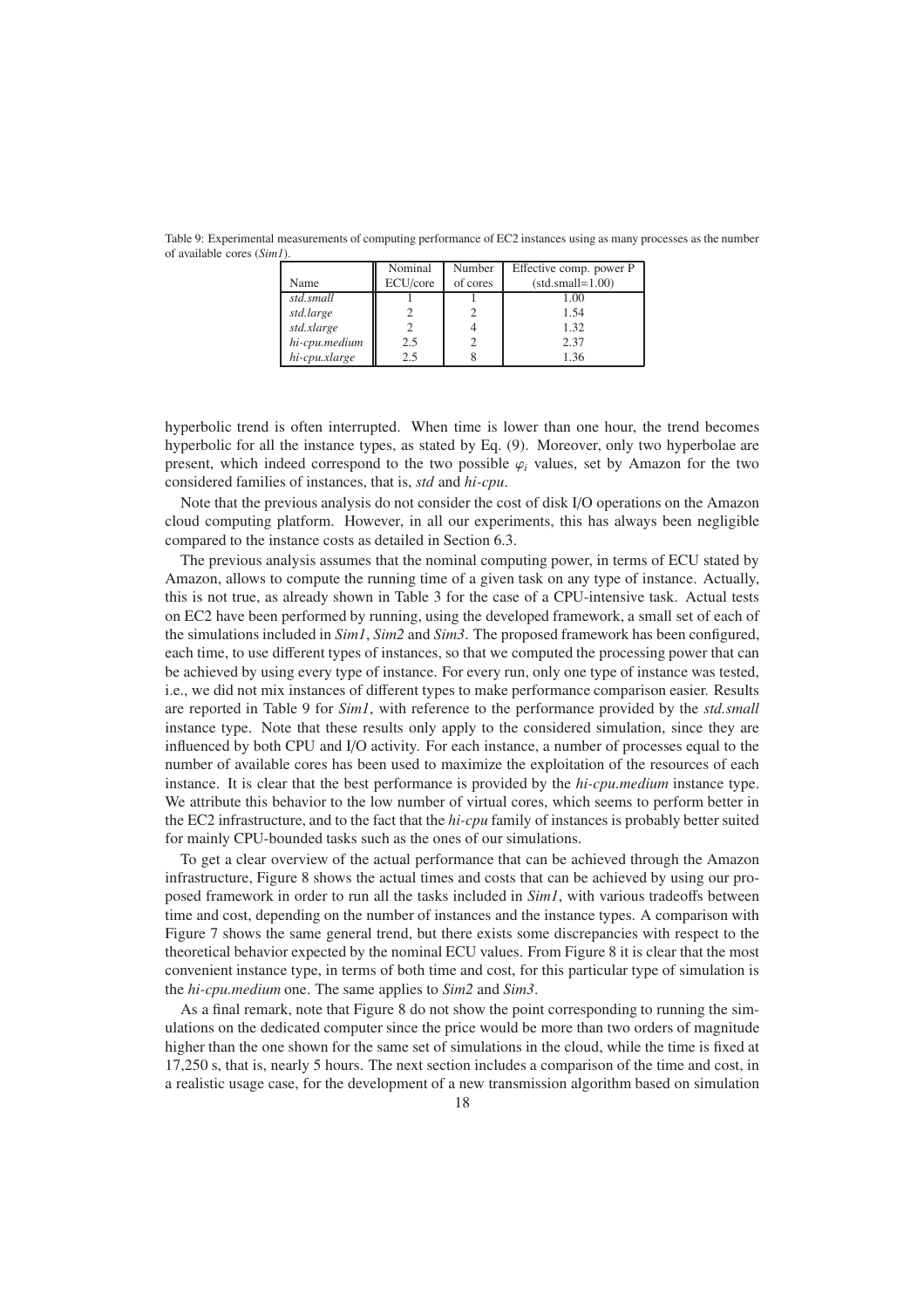Table 9: Experimental measurements of computing performance of EC2 instances using as many processes as the number of available cores (*Sim1*).

| Name | Nominal ECU/core | Number of cores | Effective comp. power P (std.small=1.00) |
|---|---|---|---|
| *std.small* | 1 | 1 | 1.00 |
| *std.large* | 2 | 2 | 1.54 |
| *std.xlarge* | 2 | 4 | 1.32 |
| *hi-cpu.medium* | 2.5 | 2 | 2.37 |
| *hi-cpu.xlarge* | 2.5 | 8 | 1.36 |

hyperbolic trend is often interrupted. When time is lower than one hour, the trend becomes hyperbolic for all the instance types, as stated by Eq. (9). Moreover, only two hyperbolae are present, which indeed correspond to the two possible $\varphi_i$ values, set by Amazon for the two considered families of instances, that is, *std* and *hi-cpu*.

Note that the previous analysis do not consider the cost of disk I/O operations on the Amazon cloud computing platform. However, in all our experiments, this has always been negligible compared to the instance costs as detailed in Section 6.3.

The previous analysis assumes that the nominal computing power, in terms of ECU stated by Amazon, allows to compute the running time of a given task on any type of instance. Actually, this is not true, as already shown in Table 3 for the case of a CPU-intensive task. Actual tests on EC2 have been performed by running, using the developed framework, a small set of each of the simulations included in *Sim1*, *Sim2* and *Sim3*. The proposed framework has been configured, each time, to use different types of instances, so that we computed the processing power that can be achieved by using every type of instance. For every run, only one type of instance was tested, i.e., we did not mix instances of different types to make performance comparison easier. Results are reported in Table 9 for *Sim1*, with reference to the performance provided by the *std.small* instance type. Note that these results only apply to the considered simulation, since they are influenced by both CPU and I/O activity. For each instance, a number of processes equal to the number of available cores has been used to maximize the exploitation of the resources of each instance. It is clear that the best performance is provided by the *hi-cpu.medium* instance type. We attribute this behavior to the low number of virtual cores, which seems to perform better in the EC2 infrastructure, and to the fact that the *hi-cpu* family of instances is probably better suited for mainly CPU-bounded tasks such as the ones of our simulations.

To get a clear overview of the actual performance that can be achieved through the Amazon infrastructure, Figure 8 shows the actual times and costs that can be achieved by using our proposed framework in order to run all the tasks included in *Sim1*, with various tradeoffs between time and cost, depending on the number of instances and the instance types. A comparison with Figure 7 shows the same general trend, but there exists some discrepancies with respect to the theoretical behavior expected by the nominal ECU values. From Figure 8 it is clear that the most convenient instance type, in terms of both time and cost, for this particular type of simulation is the *hi-cpu.medium* one. The same applies to *Sim2* and *Sim3*.

As a final remark, note that Figure 8 do not show the point corresponding to running the simulations on the dedicated computer since the price would be more than two orders of magnitude higher than the one shown for the same set of simulations in the cloud, while the time is fixed at 17,250 s, that is, nearly 5 hours. The next section includes a comparison of the time and cost, in a realistic usage case, for the development of a new transmission algorithm based on simulation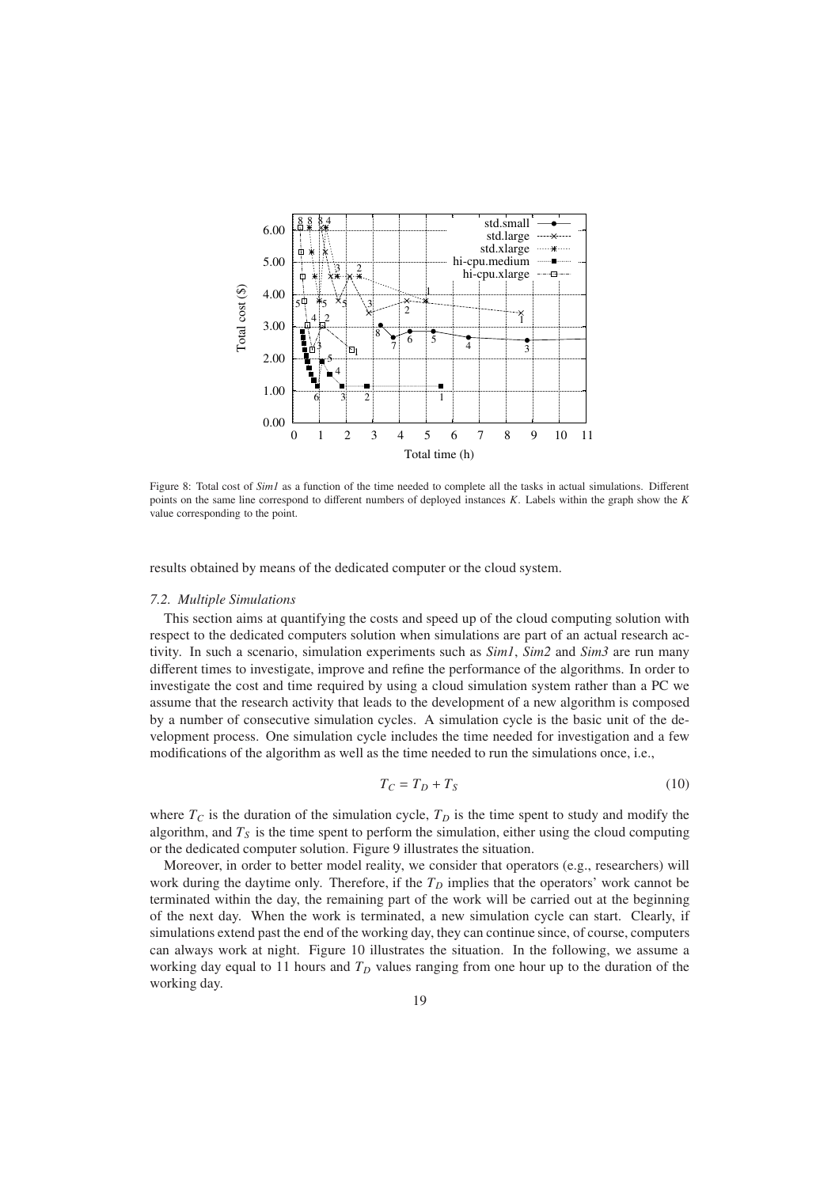Figure 8: Total cost of *Sim1* as a function of the time needed to complete all the tasks in actual simulations. Different points on the same line correspond to different numbers of deployed instances $K$. Labels within the graph show the $K$ value corresponding to the point.

results obtained by means of the dedicated computer or the cloud system.

### 7.2. Multiple Simulations

This section aims at quantifying the costs and speed up of the cloud computing solution with respect to the dedicated computers solution when simulations are part of an actual research activity. In such a scenario, simulation experiments such as *Sim1*, *Sim2* and *Sim3* are run many different times to investigate, improve and refine the performance of the algorithms. In order to investigate the cost and time required by using a cloud simulation system rather than a PC we assume that the research activity that leads to the development of a new algorithm is composed by a number of consecutive simulation cycles. A simulation cycle is the basic unit of the development process. One simulation cycle includes the time needed for investigation and a few modifications of the algorithm as well as the time needed to run the simulations once, i.e.,

$$T_C = T_D + T_S \tag{10}$$

where $T_C$ is the duration of the simulation cycle, $T_D$ is the time spent to study and modify the algorithm, and $T_S$ is the time spent to perform the simulation, either using the cloud computing or the dedicated computer solution. Figure 9 illustrates the situation.

Moreover, in order to better model reality, we consider that operators (e.g., researchers) will work during the daytime only. Therefore, if the $T_D$ implies that the operators' work cannot be terminated within the day, the remaining part of the work will be carried out at the beginning of the next day. When the work is terminated, a new simulation cycle can start. Clearly, if simulations extend past the end of the working day, they can continue since, of course, computers can always work at night. Figure 10 illustrates the situation. In the following, we assume a working day equal to 11 hours and $T_D$ values ranging from one hour up to the duration of the working day.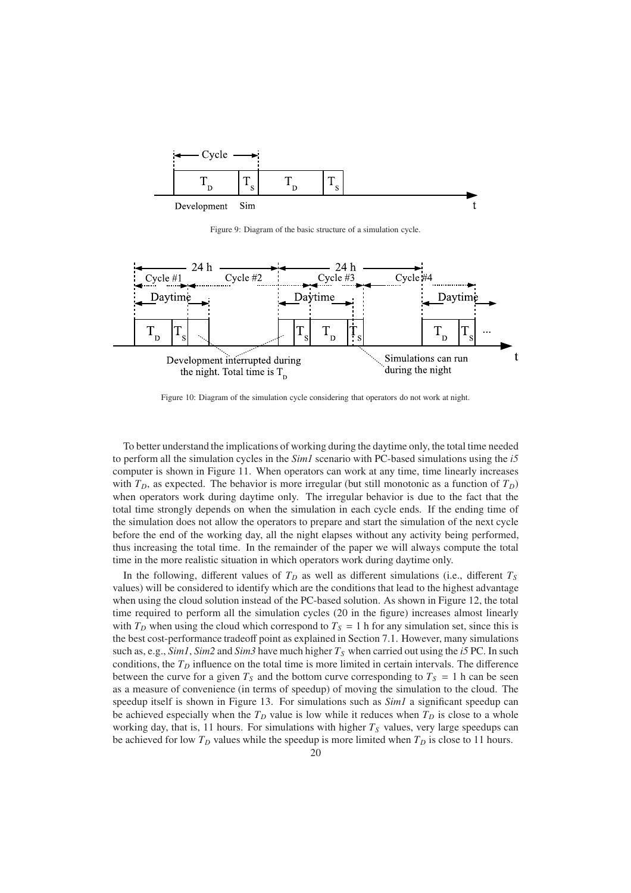Figure 9: Diagram of the basic structure of a simulation cycle.

Figure 10: Diagram of the simulation cycle considering that operators do not work at night.

To better understand the implications of working during the daytime only, the total time needed to perform all the simulation cycles in the *Sim1* scenario with PC-based simulations using the *i5* computer is shown in Figure 11. When operators can work at any time, time linearly increases with $T_D$, as expected. The behavior is more irregular (but still monotonic as a function of $T_D$) when operators work during daytime only. The irregular behavior is due to the fact that the total time strongly depends on when the simulation in each cycle ends. If the ending time of the simulation does not allow the operators to prepare and start the simulation of the next cycle before the end of the working day, all the night elapses without any activity being performed, thus increasing the total time. In the remainder of the paper we will always compute the total time in the more realistic situation in which operators work during daytime only.

In the following, different values of $T_D$ as well as different simulations (i.e., different $T_S$ values) will be considered to identify which are the conditions that lead to the highest advantage when using the cloud solution instead of the PC-based solution. As shown in Figure 12, the total time required to perform all the simulation cycles (20 in the figure) increases almost linearly with $T_D$ when using the cloud which correspond to $T_S = 1$ h for any simulation set, since this is the best cost-performance tradeoff point as explained in Section 7.1. However, many simulations such as, e.g., *Sim1*, *Sim2* and *Sim3* have much higher $T_S$ when carried out using the *i5* PC. In such conditions, the $T_D$ influence on the total time is more limited in certain intervals. The difference between the curve for a given $T_S$ and the bottom curve corresponding to $T_S = 1$ h can be seen as a measure of convenience (in terms of speedup) of moving the simulation to the cloud. The speedup itself is shown in Figure 13. For simulations such as *Sim1* a significant speedup can be achieved especially when the $T_D$ value is low while it reduces when $T_D$ is close to a whole working day, that is, 11 hours. For simulations with higher $T_S$ values, very large speedups can be achieved for low $T_D$ values while the speedup is more limited when $T_D$ is close to 11 hours.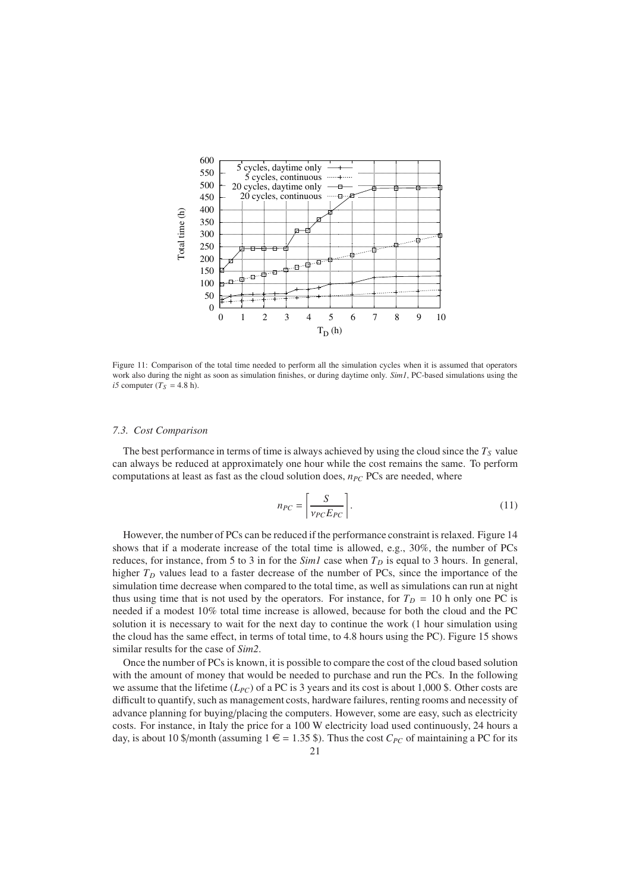Figure 11: Comparison of the total time needed to perform all the simulation cycles when it is assumed that operators work also during the night as soon as simulation finishes, or during daytime only. *Sim1*, PC-based simulations using the *i5* computer ($T_S$ = 4.8 h).

### 7.3. Cost Comparison

The best performance in terms of time is always achieved by using the cloud since the $T_S$ value can always be reduced at approximately one hour while the cost remains the same. To perform computations at least as fast as the cloud solution does, $n_{PC}$ PCs are needed, where

$$n_{PC} = \left\lceil \frac{S}{\nu_{PC} E_{PC}} \right\rceil. \tag{11}$$

However, the number of PCs can be reduced if the performance constraint is relaxed. Figure 14 shows that if a moderate increase of the total time is allowed, e.g., 30%, the number of PCs reduces, for instance, from 5 to 3 in for the *Sim1* case when $T_D$ is equal to 3 hours. In general, higher $T_D$ values lead to a faster decrease of the number of PCs, since the importance of the simulation time decrease when compared to the total time, as well as simulations can run at night thus using time that is not used by the operators. For instance, for $T_D$ = 10 h only one PC is needed if a modest 10% total time increase is allowed, because for both the cloud and the PC solution it is necessary to wait for the next day to continue the work (1 hour simulation using the cloud has the same effect, in terms of total time, to 4.8 hours using the PC). Figure 15 shows similar results for the case of *Sim2*.

Once the number of PCs is known, it is possible to compare the cost of the cloud based solution with the amount of money that would be needed to purchase and run the PCs. In the following we assume that the lifetime ($L_{PC}$) of a PC is 3 years and its cost is about 1,000 \$. Other costs are difficult to quantify, such as management costs, hardware failures, renting rooms and necessity of advance planning for buying/placing the computers. However, some are easy, such as electricity costs. For instance, in Italy the price for a 100 W electricity load used continuously, 24 hours a day, is about 10 \$/month (assuming 1 € = 1.35 \$). Thus the cost $C_{PC}$ of maintaining a PC for its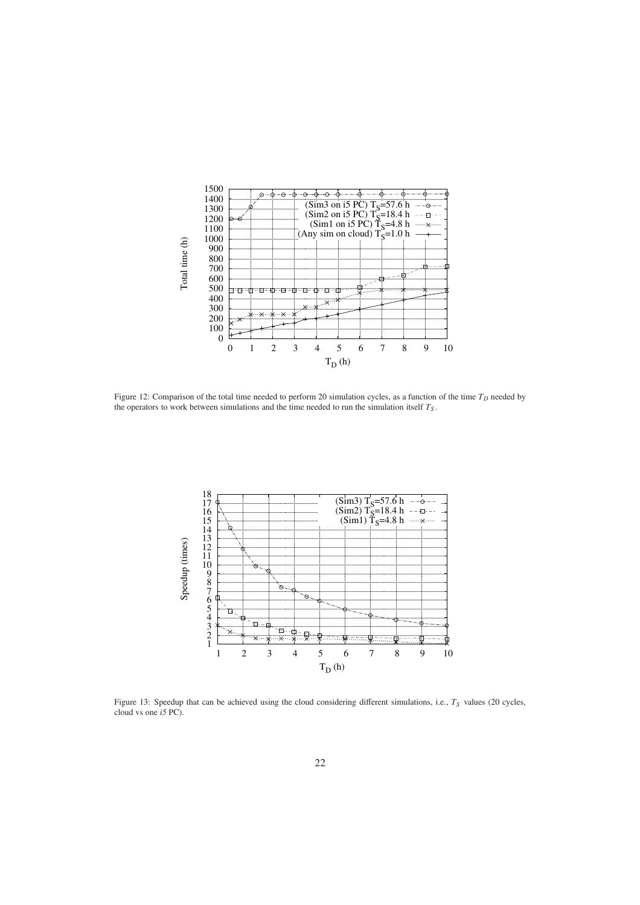Figure 12: Comparison of the total time needed to perform 20 simulation cycles, as a function of the time $T_D$ needed by the operators to work between simulations and the time needed to run the simulation itself $T_S$.

Figure 13: Speedup that can be achieved using the cloud considering different simulations, i.e., $T_S$ values (20 cycles, cloud vs one *i5* PC).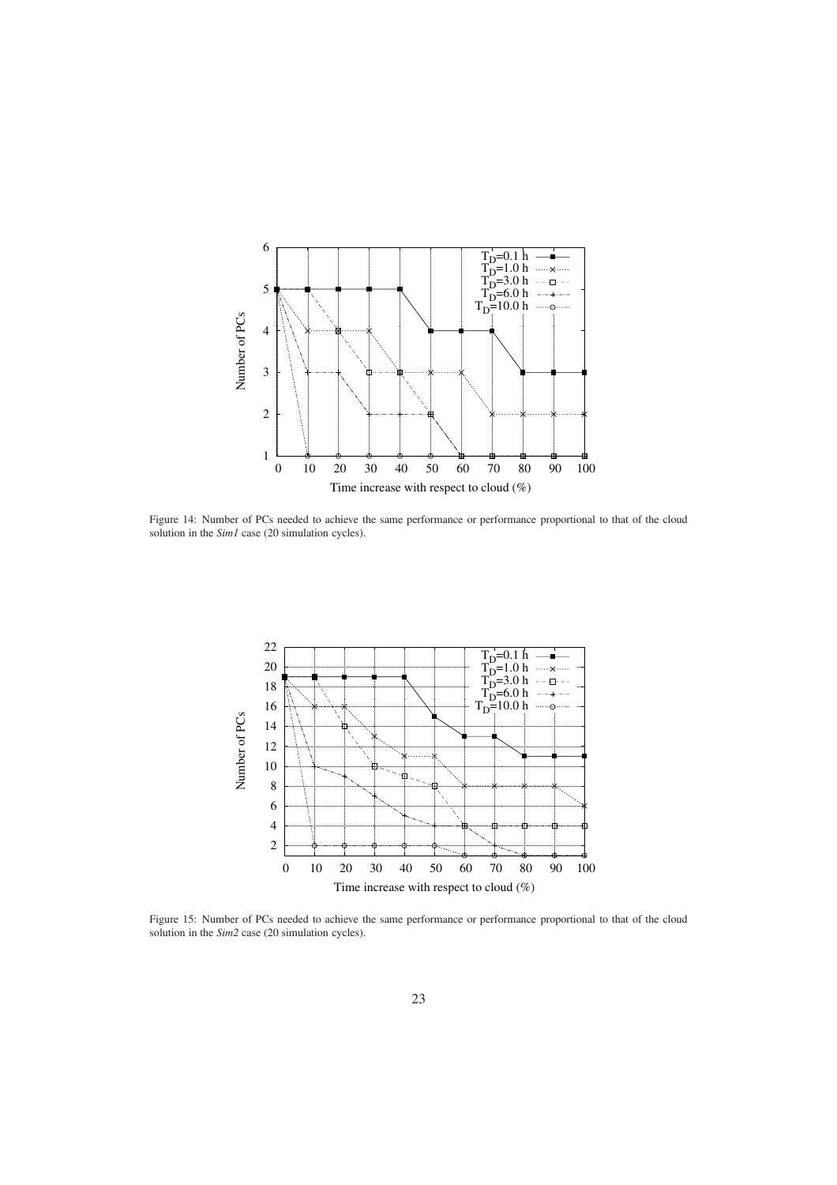Figure 14: Number of PCs needed to achieve the same performance or performance proportional to that of the cloud solution in the *Sim1* case (20 simulation cycles).

Figure 15: Number of PCs needed to achieve the same performance or performance proportional to that of the cloud solution in the *Sim2* case (20 simulation cycles).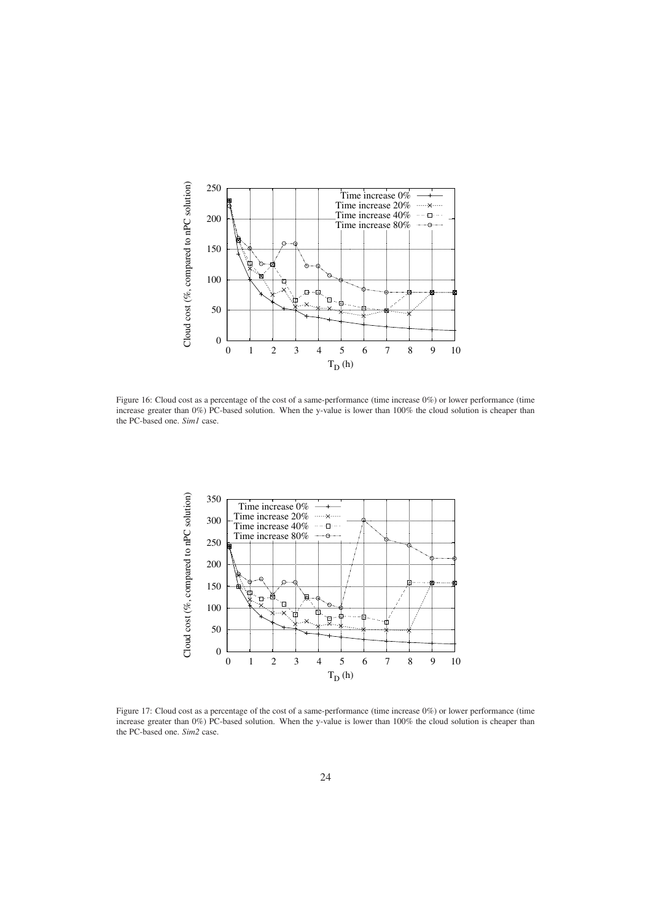Figure 16: Cloud cost as a percentage of the cost of a same-performance (time increase 0%) or lower performance (time increase greater than 0%) PC-based solution. When the y-value is lower than 100% the cloud solution is cheaper than the PC-based one. *Sim1* case.

Figure 17: Cloud cost as a percentage of the cost of a same-performance (time increase 0%) or lower performance (time increase greater than 0%) PC-based solution. When the y-value is lower than 100% the cloud solution is cheaper than the PC-based one. *Sim2* case.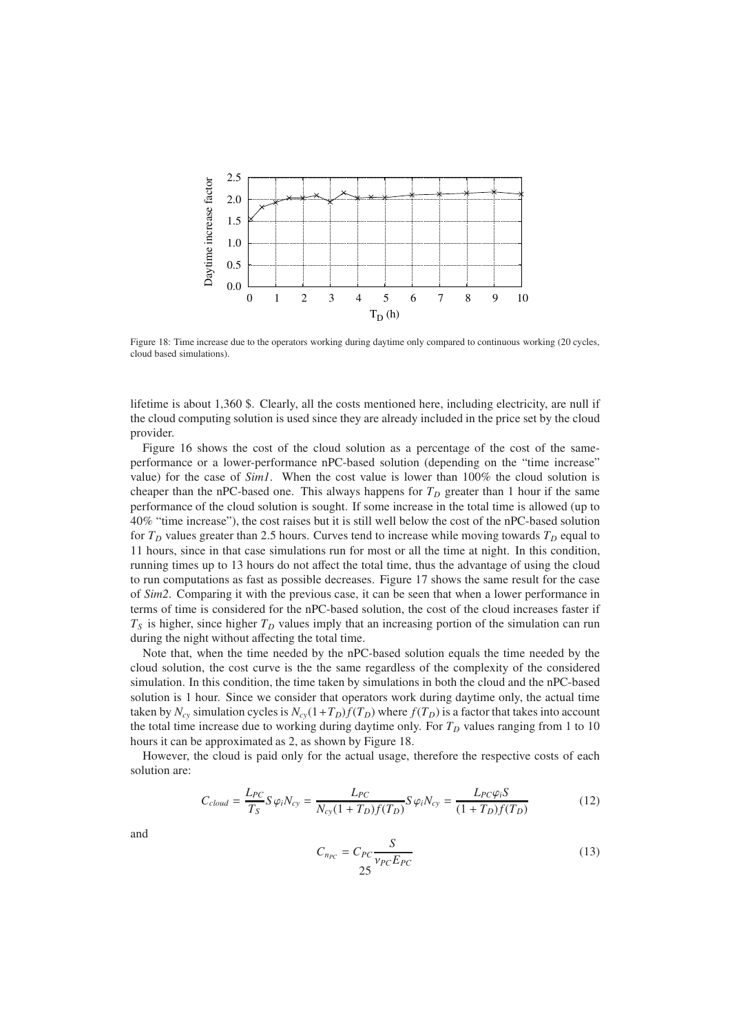Figure 18: Time increase due to the operators working during daytime only compared to continuous working (20 cycles, cloud based simulations).

lifetime is about 1,360 \$. Clearly, all the costs mentioned here, including electricity, are null if the cloud computing solution is used since they are already included in the price set by the cloud provider.

Figure 16 shows the cost of the cloud solution as a percentage of the cost of the same-performance or a lower-performance nPC-based solution (depending on the "time increase" value) for the case of *Sim1*. When the cost value is lower than 100% the cloud solution is cheaper than the nPC-based one. This always happens for $T_D$ greater than 1 hour if the same performance of the cloud solution is sought. If some increase in the total time is allowed (up to 40% "time increase"), the cost raises but it is still well below the cost of the nPC-based solution for $T_D$ values greater than 2.5 hours. Curves tend to increase while moving towards $T_D$ equal to 11 hours, since in that case simulations run for most or all the time at night. In this condition, running times up to 13 hours do not affect the total time, thus the advantage of using the cloud to run computations as fast as possible decreases. Figure 17 shows the same result for the case of *Sim2*. Comparing it with the previous case, it can be seen that when a lower performance in terms of time is considered for the nPC-based solution, the cost of the cloud increases faster if $T_S$ is higher, since higher $T_D$ values imply that an increasing portion of the simulation can run during the night without affecting the total time.

Note that, when the time needed by the nPC-based solution equals the time needed by the cloud solution, the cost curve is the the same regardless of the complexity of the considered simulation. In this condition, the time taken by simulations in both the cloud and the nPC-based solution is 1 hour. Since we consider that operators work during daytime only, the actual time taken by $N_{cy}$ simulation cycles is $N_{cy}(1+T_D)f(T_D)$ where $f(T_D)$ is a factor that takes into account the total time increase due to working during daytime only. For $T_D$ values ranging from 1 to 10 hours it can be approximated as 2, as shown by Figure 18.

However, the cloud is paid only for the actual usage, therefore the respective costs of each solution are:

$$C_{cloud} = \frac{L_{PC}}{T_S} S \varphi_i N_{cy} = \frac{L_{PC}}{N_{cy}(1 + T_D)f(T_D)} S \varphi_i N_{cy} = \frac{L_{PC} \varphi_i S}{(1 + T_D)f(T_D)} \quad (12)$$

and

$$C_{n_{PC}} = C_{PC} \frac{S}{v_{PC} E_{PC}} \quad (13)$$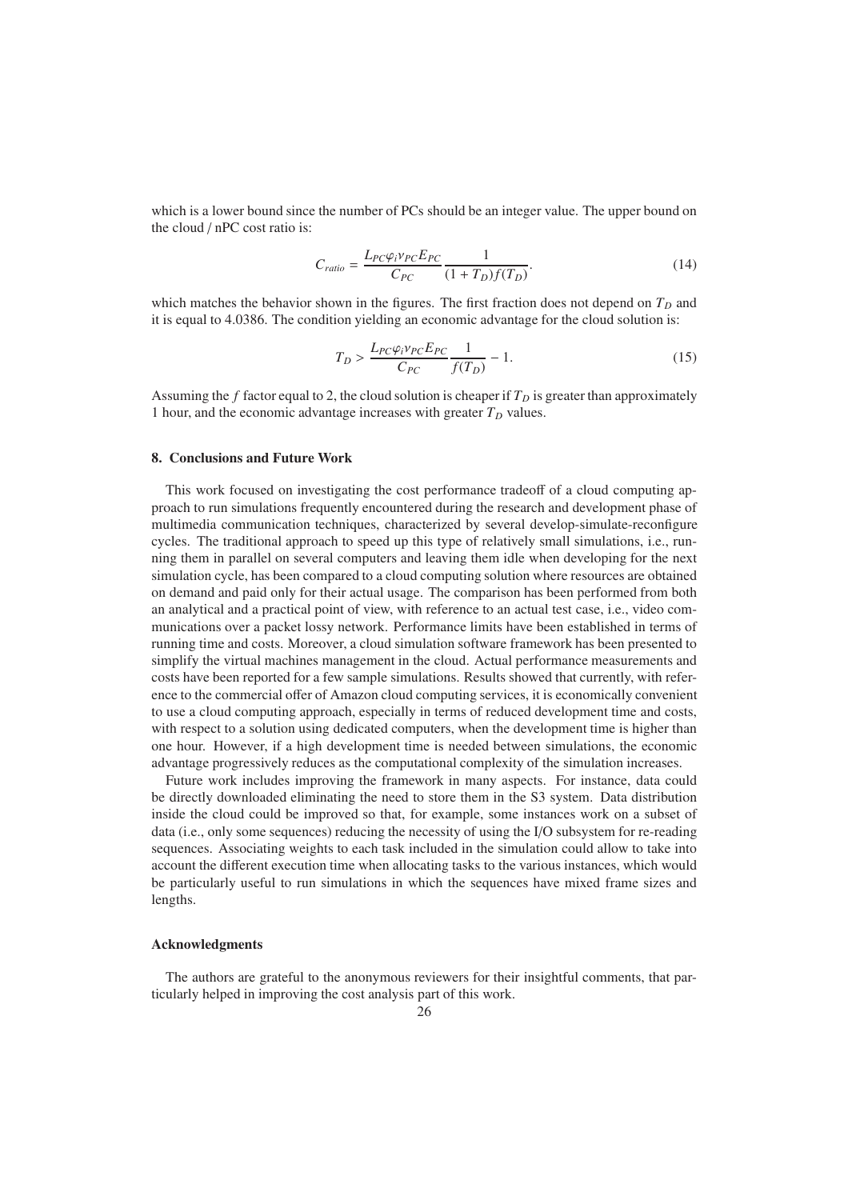which is a lower bound since the number of PCs should be an integer value. The upper bound on the cloud / nPC cost ratio is:

$$C_{ratio} = \frac{L_{PC}\varphi_i \nu_{PC} E_{PC}}{C_{PC}} \frac{1}{(1+T_D)f(T_D)}. \tag{14}$$

which matches the behavior shown in the figures. The first fraction does not depend on $T_D$ and it is equal to 4.0386. The condition yielding an economic advantage for the cloud solution is:

$$T_D > \frac{L_{PC}\varphi_i \nu_{PC} E_{PC}}{C_{PC}} \frac{1}{f(T_D)} - 1. \tag{15}$$

Assuming the $f$ factor equal to 2, the cloud solution is cheaper if $T_D$ is greater than approximately 1 hour, and the economic advantage increases with greater $T_D$ values.

## 8. Conclusions and Future Work

This work focused on investigating the cost performance tradeoff of a cloud computing approach to run simulations frequently encountered during the research and development phase of multimedia communication techniques, characterized by several develop-simulate-reconfigure cycles. The traditional approach to speed up this type of relatively small simulations, i.e., running them in parallel on several computers and leaving them idle when developing for the next simulation cycle, has been compared to a cloud computing solution where resources are obtained on demand and paid only for their actual usage. The comparison has been performed from both an analytical and a practical point of view, with reference to an actual test case, i.e., video communications over a packet lossy network. Performance limits have been established in terms of running time and costs. Moreover, a cloud simulation software framework has been presented to simplify the virtual machines management in the cloud. Actual performance measurements and costs have been reported for a few sample simulations. Results showed that currently, with reference to the commercial offer of Amazon cloud computing services, it is economically convenient to use a cloud computing approach, especially in terms of reduced development time and costs, with respect to a solution using dedicated computers, when the development time is higher than one hour. However, if a high development time is needed between simulations, the economic advantage progressively reduces as the computational complexity of the simulation increases.

Future work includes improving the framework in many aspects. For instance, data could be directly downloaded eliminating the need to store them in the S3 system. Data distribution inside the cloud could be improved so that, for example, some instances work on a subset of data (i.e., only some sequences) reducing the necessity of using the I/O subsystem for re-reading sequences. Associating weights to each task included in the simulation could allow to take into account the different execution time when allocating tasks to the various instances, which would be particularly useful to run simulations in which the sequences have mixed frame sizes and lengths.

### Acknowledgments

The authors are grateful to the anonymous reviewers for their insightful comments, that particularly helped in improving the cost analysis part of this work.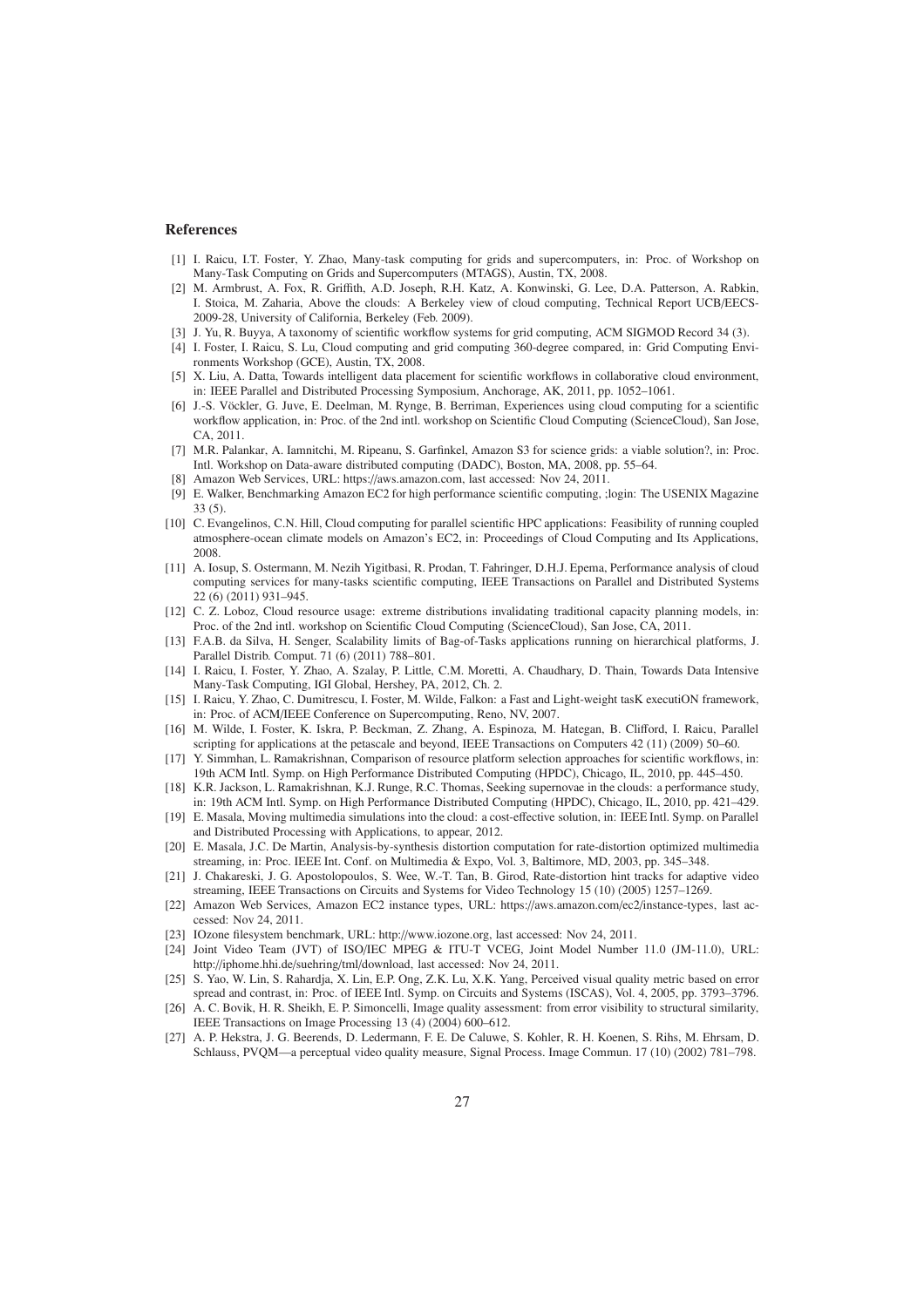## References

[1] I. Raicu, I.T. Foster, Y. Zhao, Many-task computing for grids and supercomputers, in: Proc. of Workshop on Many-Task Computing on Grids and Supercomputers (MTAGS), Austin, TX, 2008.

[2] M. Armbrust, A. Fox, R. Griffith, A.D. Joseph, R.H. Katz, A. Konwinski, G. Lee, D.A. Patterson, A. Rabkin, I. Stoica, M. Zaharia, Above the clouds: A Berkeley view of cloud computing, Technical Report UCB/EECS-2009-28, University of California, Berkeley (Feb. 2009).

[3] J. Yu, R. Buyya, A taxonomy of scientific workflow systems for grid computing, ACM SIGMOD Record 34 (3).

[4] I. Foster, I. Raicu, S. Lu, Cloud computing and grid computing 360-degree compared, in: Grid Computing Environments Workshop (GCE), Austin, TX, 2008.

[5] X. Liu, A. Datta, Towards intelligent data placement for scientific workflows in collaborative cloud environment, in: IEEE Parallel and Distributed Processing Symposium, Anchorage, AK, 2011, pp. 1052–1061.

[6] J.-S. Vöckler, G. Juve, E. Deelman, M. Rynge, B. Berriman, Experiences using cloud computing for a scientific workflow application, in: Proc. of the 2nd intl. workshop on Scientific Cloud Computing (ScienceCloud), San Jose, CA, 2011.

[7] M.R. Palankar, A. Iamnitchi, M. Ripeanu, S. Garfinkel, Amazon S3 for science grids: a viable solution?, in: Proc. Intl. Workshop on Data-aware distributed computing (DADC), Boston, MA, 2008, pp. 55–64.

[8] Amazon Web Services, URL: https://aws.amazon.com, last accessed: Nov 24, 2011.

[9] E. Walker, Benchmarking Amazon EC2 for high performance scientific computing, ;login: The USENIX Magazine 33 (5).

[10] C. Evangelinos, C.N. Hill, Cloud computing for parallel scientific HPC applications: Feasibility of running coupled atmosphere-ocean climate models on Amazon's EC2, in: Proceedings of Cloud Computing and Its Applications, 2008.

[11] A. Iosup, S. Ostermann, M. Nezih Yigitbasi, R. Prodan, T. Fahringer, D.H.J. Epema, Performance analysis of cloud computing services for many-tasks scientific computing, IEEE Transactions on Parallel and Distributed Systems 22 (6) (2011) 931–945.

[12] C. Z. Loboz, Cloud resource usage: extreme distributions invalidating traditional capacity planning models, in: Proc. of the 2nd intl. workshop on Scientific Cloud Computing (ScienceCloud), San Jose, CA, 2011.

[13] F.A.B. da Silva, H. Senger, Scalability limits of Bag-of-Tasks applications running on hierarchical platforms, J. Parallel Distrib. Comput. 71 (6) (2011) 788–801.

[14] I. Raicu, I. Foster, Y. Zhao, A. Szalay, P. Little, C.M. Moretti, A. Chaudhary, D. Thain, Towards Data Intensive Many-Task Computing, IGI Global, Hershey, PA, 2012, Ch. 2.

[15] I. Raicu, Y. Zhao, C. Dumitrescu, I. Foster, M. Wilde, Falkon: a Fast and Light-weight tasK executiON framework, in: Proc. of ACM/IEEE Conference on Supercomputing, Reno, NV, 2007.

[16] M. Wilde, I. Foster, K. Iskra, P. Beckman, Z. Zhang, A. Espinoza, M. Hategan, B. Clifford, I. Raicu, Parallel scripting for applications at the petascale and beyond, IEEE Transactions on Computers 42 (11) (2009) 50–60.

[17] Y. Simmhan, L. Ramakrishnan, Comparison of resource platform selection approaches for scientific workflows, in: 19th ACM Intl. Symp. on High Performance Distributed Computing (HPDC), Chicago, IL, 2010, pp. 445–450.

[18] K.R. Jackson, L. Ramakrishnan, K.J. Runge, R.C. Thomas, Seeking supernovae in the clouds: a performance study, in: 19th ACM Intl. Symp. on High Performance Distributed Computing (HPDC), Chicago, IL, 2010, pp. 421–429.

[19] E. Masala, Moving multimedia simulations into the cloud: a cost-effective solution, in: IEEE Intl. Symp. on Parallel and Distributed Processing with Applications, to appear, 2012.

[20] E. Masala, J.C. De Martin, Analysis-by-synthesis distortion computation for rate-distortion optimized multimedia streaming, in: Proc. IEEE Int. Conf. on Multimedia & Expo, Vol. 3, Baltimore, MD, 2003, pp. 345–348.

[21] J. Chakareski, J. G. Apostolopoulos, S. Wee, W.-T. Tan, B. Girod, Rate-distortion hint tracks for adaptive video streaming, IEEE Transactions on Circuits and Systems for Video Technology 15 (10) (2005) 1257–1269.

[22] Amazon Web Services, Amazon EC2 instance types, URL: https://aws.amazon.com/ec2/instance-types, last accessed: Nov 24, 2011.

[23] IOzone filesystem benchmark, URL: http://www.iozone.org, last accessed: Nov 24, 2011.

[24] Joint Video Team (JVT) of ISO/IEC MPEG & ITU-T VCEG, Joint Model Number 11.0 (JM-11.0), URL: http://iphome.hhi.de/suehring/tml/download, last accessed: Nov 24, 2011.

[25] S. Yao, W. Lin, S. Rahardja, X. Lin, E.P. Ong, Z.K. Lu, X.K. Yang, Perceived visual quality metric based on error spread and contrast, in: Proc. of IEEE Intl. Symp. on Circuits and Systems (ISCAS), Vol. 4, 2005, pp. 3793–3796.

[26] A. C. Bovik, H. R. Sheikh, E. P. Simoncelli, Image quality assessment: from error visibility to structural similarity, IEEE Transactions on Image Processing 13 (4) (2004) 600–612.

[27] A. P. Hekstra, J. G. Beerends, D. Ledermann, F. E. De Caluwe, S. Kohler, R. H. Koenen, S. Rihs, M. Ehrsam, D. Schlauss, PVQM—a perceptual video quality measure, Signal Process. Image Commun. 17 (10) (2002) 781–798.